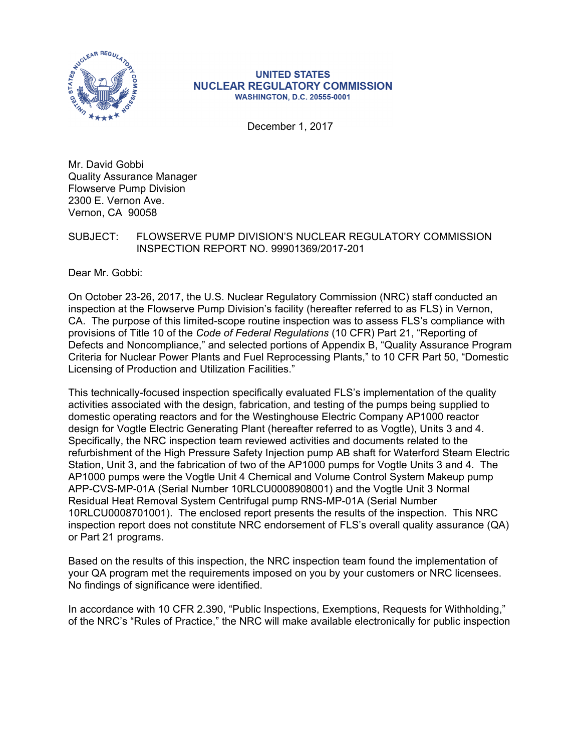**UNITED STATES**
**NUCLEAR REGULATORY COMMISSION**
**WASHINGTON, D.C. 20555-0001**

December 1, 2017

Mr. David Gobbi
Quality Assurance Manager
Flowserve Pump Division
2300 E. Vernon Ave.
Vernon, CA 90058

SUBJECT: FLOWSERVE PUMP DIVISION'S NUCLEAR REGULATORY COMMISSION INSPECTION REPORT NO. 99901369/2017-201

Dear Mr. Gobbi:

On October 23-26, 2017, the U.S. Nuclear Regulatory Commission (NRC) staff conducted an inspection at the Flowserve Pump Division's facility (hereafter referred to as FLS) in Vernon, CA. The purpose of this limited-scope routine inspection was to assess FLS's compliance with provisions of Title 10 of the *Code of Federal Regulations* (10 CFR) Part 21, "Reporting of Defects and Noncompliance," and selected portions of Appendix B, "Quality Assurance Program Criteria for Nuclear Power Plants and Fuel Reprocessing Plants," to 10 CFR Part 50, "Domestic Licensing of Production and Utilization Facilities."

This technically-focused inspection specifically evaluated FLS's implementation of the quality activities associated with the design, fabrication, and testing of the pumps being supplied to domestic operating reactors and for the Westinghouse Electric Company AP1000 reactor design for Vogtle Electric Generating Plant (hereafter referred to as Vogtle), Units 3 and 4. Specifically, the NRC inspection team reviewed activities and documents related to the refurbishment of the High Pressure Safety Injection pump AB shaft for Waterford Steam Electric Station, Unit 3, and the fabrication of two of the AP1000 pumps for Vogtle Units 3 and 4. The AP1000 pumps were the Vogtle Unit 4 Chemical and Volume Control System Makeup pump APP-CVS-MP-01A (Serial Number 10RLCU0008908001) and the Vogtle Unit 3 Normal Residual Heat Removal System Centrifugal pump RNS-MP-01A (Serial Number 10RLCU0008701001). The enclosed report presents the results of the inspection. This NRC inspection report does not constitute NRC endorsement of FLS's overall quality assurance (QA) or Part 21 programs.

Based on the results of this inspection, the NRC inspection team found the implementation of your QA program met the requirements imposed on you by your customers or NRC licensees. No findings of significance were identified.

In accordance with 10 CFR 2.390, "Public Inspections, Exemptions, Requests for Withholding," of the NRC's "Rules of Practice," the NRC will make available electronically for public inspection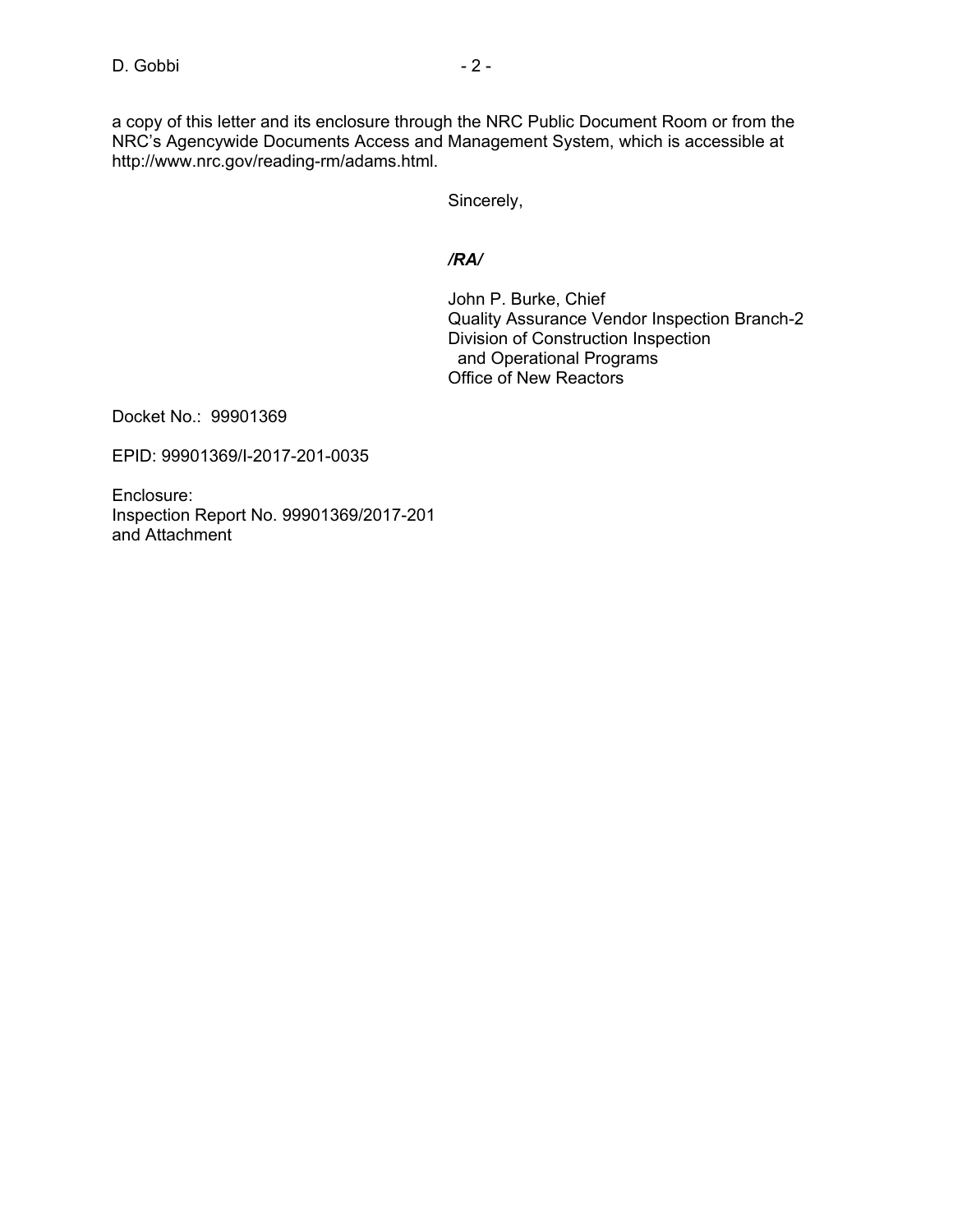a copy of this letter and its enclosure through the NRC Public Document Room or from the NRC's Agencywide Documents Access and Management System, which is accessible at http://www.nrc.gov/reading-rm/adams.html.

Sincerely,

*/RA/*

John P. Burke, Chief
Quality Assurance Vendor Inspection Branch-2
Division of Construction Inspection
 and Operational Programs
Office of New Reactors

Docket No.: 99901369

EPID: 99901369/I-2017-201-0035

Enclosure:
Inspection Report No. 99901369/2017-201
and Attachment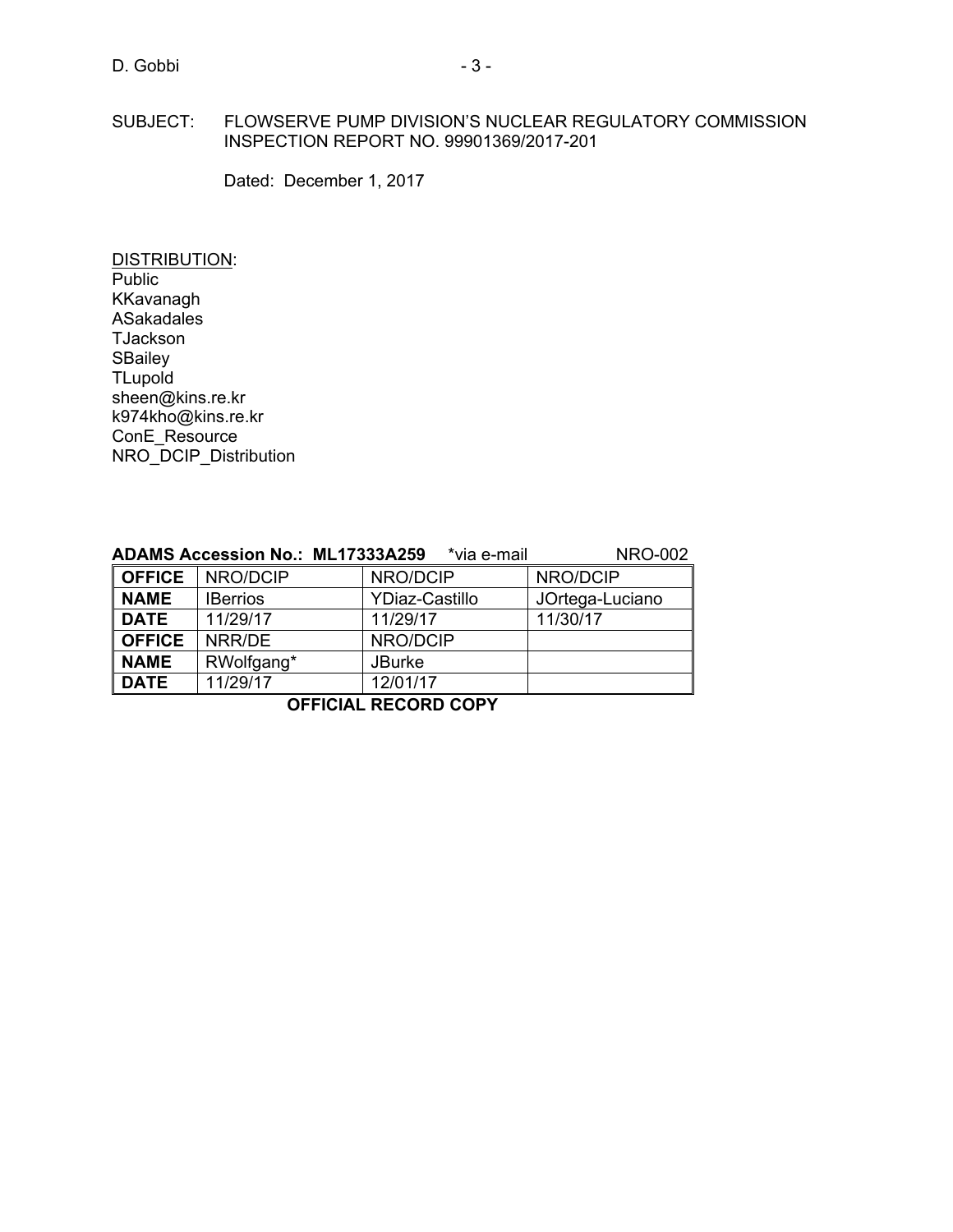SUBJECT: FLOWSERVE PUMP DIVISION'S NUCLEAR REGULATORY COMMISSION INSPECTION REPORT NO. 99901369/2017-201

Dated: December 1, 2017

DISTRIBUTION:
Public
KKavanagh
ASakadales
TJackson
SBailey
TLupold
sheen@kins.re.kr
k974kho@kins.re.kr
ConE_Resource
NRO_DCIP_Distribution

**ADAMS Accession No.: ML17333A259** *via e-mail NRO-002

| **OFFICE** | NRO/DCIP | NRO/DCIP | NRO/DCIP |
|---|---|---|---|
| **NAME** | IBerrios | YDiaz-Castillo | JOrtega-Luciano |
| **DATE** | 11/29/17 | 11/29/17 | 11/30/17 |
| **OFFICE** | NRR/DE | NRO/DCIP | |
| **NAME** | RWolfgang* | JBurke | |
| **DATE** | 11/29/17 | 12/01/17 | |

**OFFICIAL RECORD COPY**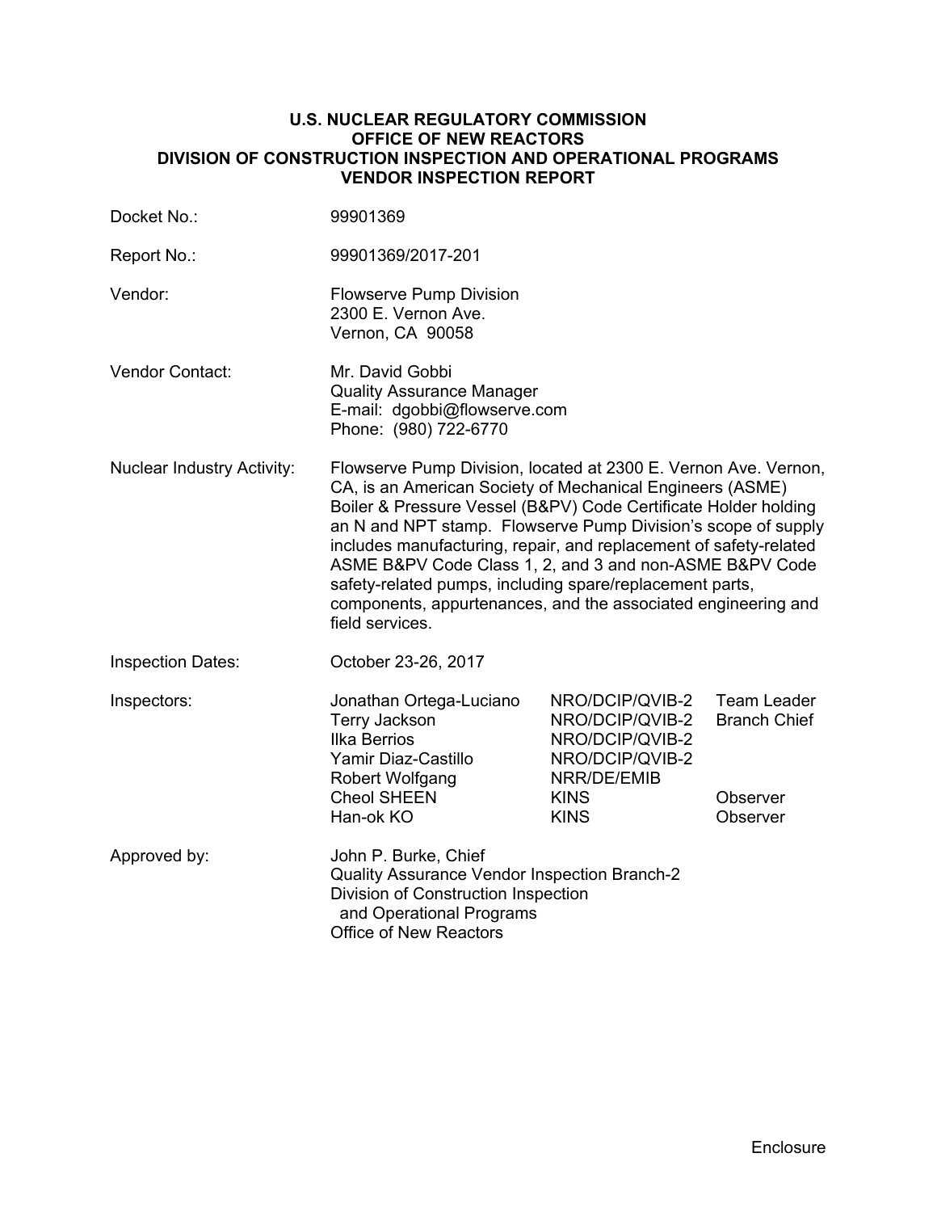**U.S. NUCLEAR REGULATORY COMMISSION**
**OFFICE OF NEW REACTORS**
**DIVISION OF CONSTRUCTION INSPECTION AND OPERATIONAL PROGRAMS**
**VENDOR INSPECTION REPORT**

| | |
|---|---|
| Docket No.: | 99901369 |
| Report No.: | 99901369/2017-201 |
| Vendor: | Flowserve Pump Division<br>2300 E. Vernon Ave.<br>Vernon, CA 90058 |
| Vendor Contact: | Mr. David Gobbi<br>Quality Assurance Manager<br>E-mail: dgobbi@flowserve.com<br>Phone: (980) 722-6770 |
| Nuclear Industry Activity: | Flowserve Pump Division, located at 2300 E. Vernon Ave. Vernon, CA, is an American Society of Mechanical Engineers (ASME) Boiler & Pressure Vessel (B&PV) Code Certificate Holder holding an N and NPT stamp. Flowserve Pump Division's scope of supply includes manufacturing, repair, and replacement of safety-related ASME B&PV Code Class 1, 2, and 3 and non-ASME B&PV Code safety-related pumps, including spare/replacement parts, components, appurtenances, and the associated engineering and field services. |
| Inspection Dates: | October 23-26, 2017 |

| Inspectors: | | | |
|---|---|---|---|
| | Jonathan Ortega-Luciano | NRO/DCIP/QVIB-2 | Team Leader |
| | Terry Jackson | NRO/DCIP/QVIB-2 | Branch Chief |
| | Ilka Berrios | NRO/DCIP/QVIB-2 | |
| | Yamir Diaz-Castillo | NRO/DCIP/QVIB-2 | |
| | Robert Wolfgang | NRR/DE/EMIB | |
| | Cheol SHEEN | KINS | Observer |
| | Han-ok KO | KINS | Observer |

Approved by: John P. Burke, Chief
Quality Assurance Vendor Inspection Branch-2
Division of Construction Inspection
and Operational Programs
Office of New Reactors

Enclosure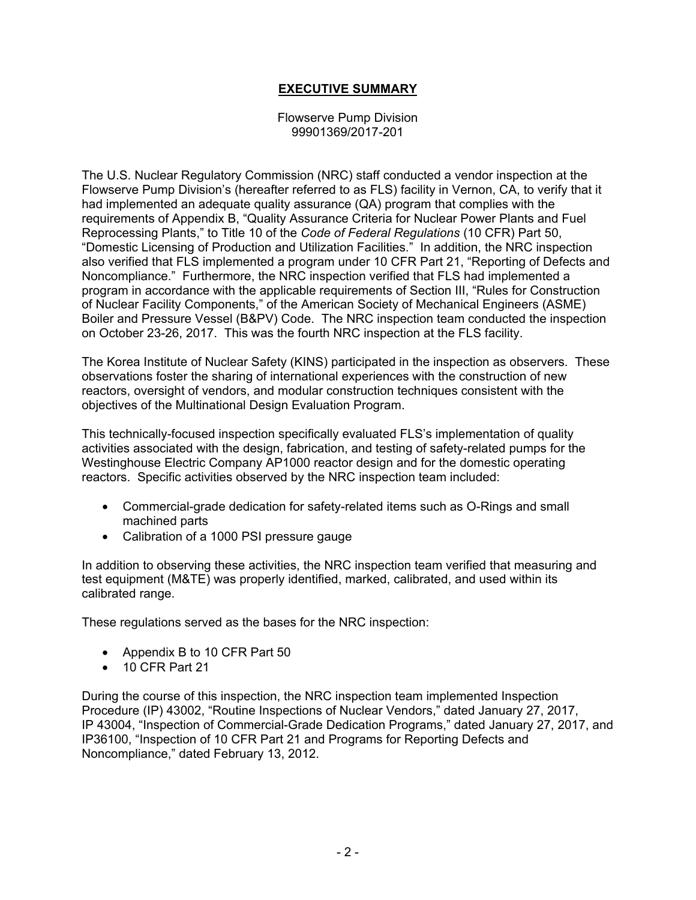## EXECUTIVE SUMMARY

Flowserve Pump Division
99901369/2017-201

The U.S. Nuclear Regulatory Commission (NRC) staff conducted a vendor inspection at the Flowserve Pump Division's (hereafter referred to as FLS) facility in Vernon, CA, to verify that it had implemented an adequate quality assurance (QA) program that complies with the requirements of Appendix B, "Quality Assurance Criteria for Nuclear Power Plants and Fuel Reprocessing Plants," to Title 10 of the *Code of Federal Regulations* (10 CFR) Part 50, "Domestic Licensing of Production and Utilization Facilities." In addition, the NRC inspection also verified that FLS implemented a program under 10 CFR Part 21, "Reporting of Defects and Noncompliance." Furthermore, the NRC inspection verified that FLS had implemented a program in accordance with the applicable requirements of Section III, "Rules for Construction of Nuclear Facility Components," of the American Society of Mechanical Engineers (ASME) Boiler and Pressure Vessel (B&PV) Code. The NRC inspection team conducted the inspection on October 23-26, 2017. This was the fourth NRC inspection at the FLS facility.

The Korea Institute of Nuclear Safety (KINS) participated in the inspection as observers. These observations foster the sharing of international experiences with the construction of new reactors, oversight of vendors, and modular construction techniques consistent with the objectives of the Multinational Design Evaluation Program.

This technically-focused inspection specifically evaluated FLS's implementation of quality activities associated with the design, fabrication, and testing of safety-related pumps for the Westinghouse Electric Company AP1000 reactor design and for the domestic operating reactors. Specific activities observed by the NRC inspection team included:

- Commercial-grade dedication for safety-related items such as O-Rings and small machined parts
- Calibration of a 1000 PSI pressure gauge

In addition to observing these activities, the NRC inspection team verified that measuring and test equipment (M&TE) was properly identified, marked, calibrated, and used within its calibrated range.

These regulations served as the bases for the NRC inspection:

- Appendix B to 10 CFR Part 50
- 10 CFR Part 21

During the course of this inspection, the NRC inspection team implemented Inspection Procedure (IP) 43002, "Routine Inspections of Nuclear Vendors," dated January 27, 2017, IP 43004, "Inspection of Commercial-Grade Dedication Programs," dated January 27, 2017, and IP36100, "Inspection of 10 CFR Part 21 and Programs for Reporting Defects and Noncompliance," dated February 13, 2012.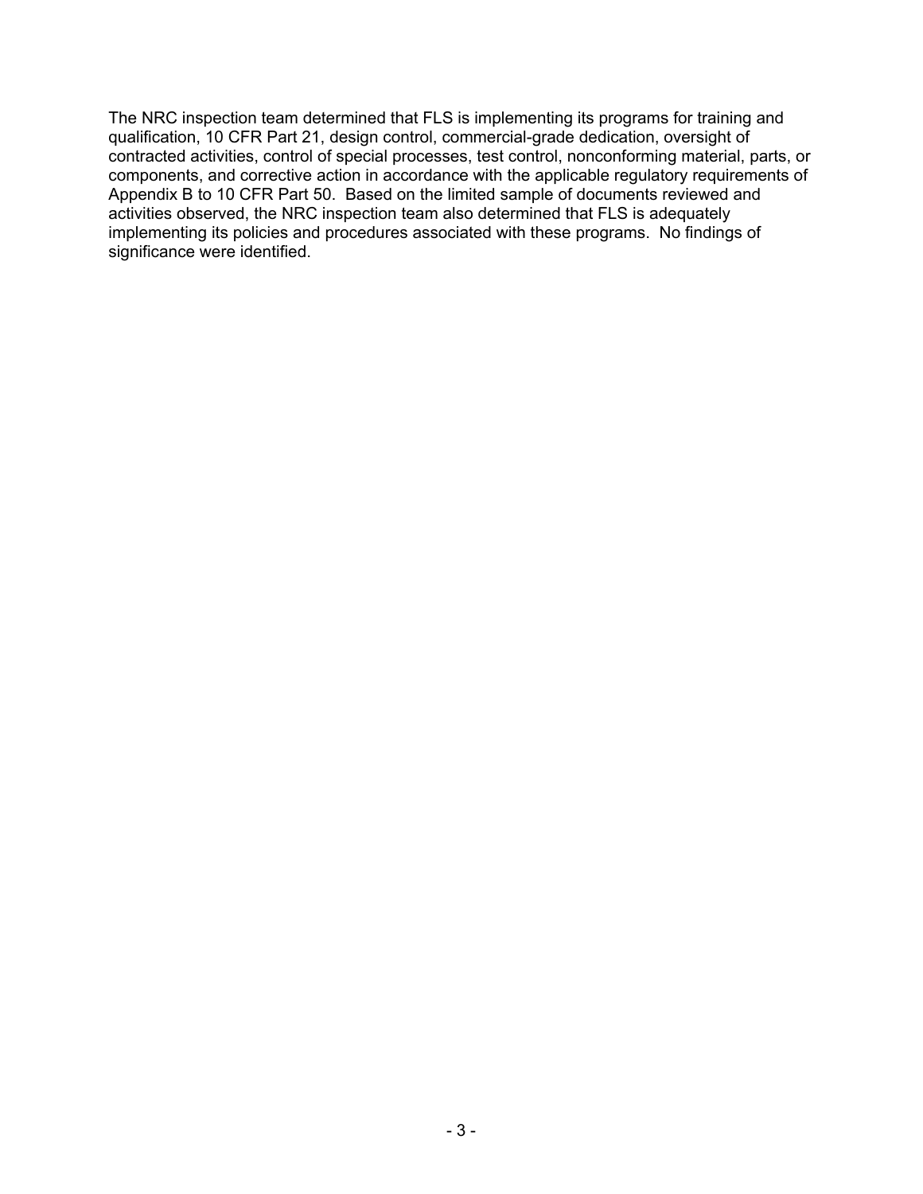The NRC inspection team determined that FLS is implementing its programs for training and qualification, 10 CFR Part 21, design control, commercial-grade dedication, oversight of contracted activities, control of special processes, test control, nonconforming material, parts, or components, and corrective action in accordance with the applicable regulatory requirements of Appendix B to 10 CFR Part 50. Based on the limited sample of documents reviewed and activities observed, the NRC inspection team also determined that FLS is adequately implementing its policies and procedures associated with these programs. No findings of significance were identified.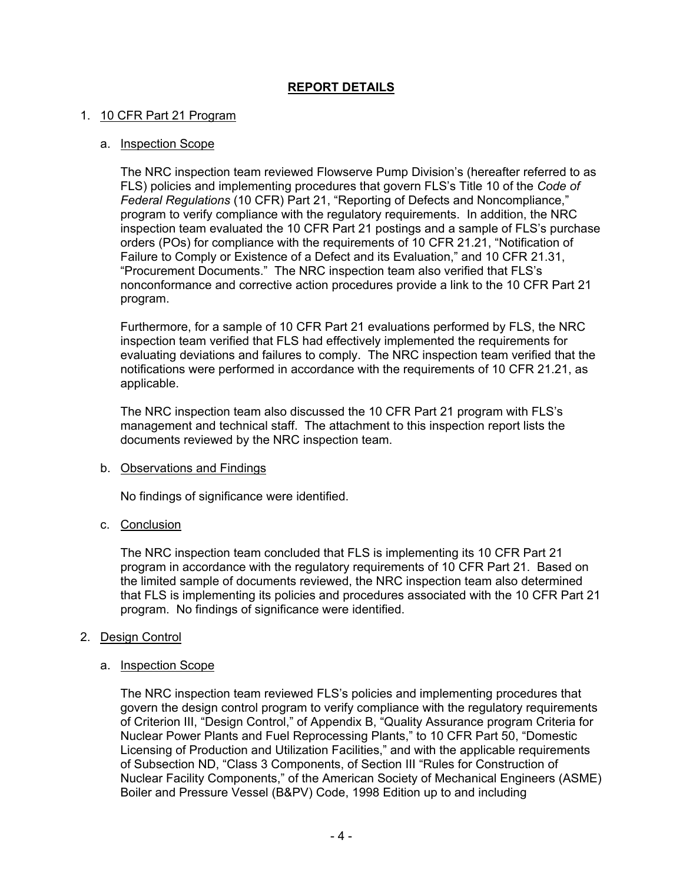## REPORT DETAILS

1. <u>10 CFR Part 21 Program</u>

   a. <u>Inspection Scope</u>

   The NRC inspection team reviewed Flowserve Pump Division's (hereafter referred to as FLS) policies and implementing procedures that govern FLS's Title 10 of the *Code of Federal Regulations* (10 CFR) Part 21, "Reporting of Defects and Noncompliance," program to verify compliance with the regulatory requirements. In addition, the NRC inspection team evaluated the 10 CFR Part 21 postings and a sample of FLS's purchase orders (POs) for compliance with the requirements of 10 CFR 21.21, "Notification of Failure to Comply or Existence of a Defect and its Evaluation," and 10 CFR 21.31, "Procurement Documents." The NRC inspection team also verified that FLS's nonconformance and corrective action procedures provide a link to the 10 CFR Part 21 program.

   Furthermore, for a sample of 10 CFR Part 21 evaluations performed by FLS, the NRC inspection team verified that FLS had effectively implemented the requirements for evaluating deviations and failures to comply. The NRC inspection team verified that the notifications were performed in accordance with the requirements of 10 CFR 21.21, as applicable.

   The NRC inspection team also discussed the 10 CFR Part 21 program with FLS's management and technical staff. The attachment to this inspection report lists the documents reviewed by the NRC inspection team.

   b. <u>Observations and Findings</u>

   No findings of significance were identified.

   c. <u>Conclusion</u>

   The NRC inspection team concluded that FLS is implementing its 10 CFR Part 21 program in accordance with the regulatory requirements of 10 CFR Part 21. Based on the limited sample of documents reviewed, the NRC inspection team also determined that FLS is implementing its policies and procedures associated with the 10 CFR Part 21 program. No findings of significance were identified.

2. <u>Design Control</u>

   a. <u>Inspection Scope</u>

   The NRC inspection team reviewed FLS's policies and implementing procedures that govern the design control program to verify compliance with the regulatory requirements of Criterion III, "Design Control," of Appendix B, "Quality Assurance program Criteria for Nuclear Power Plants and Fuel Reprocessing Plants," to 10 CFR Part 50, "Domestic Licensing of Production and Utilization Facilities," and with the applicable requirements of Subsection ND, "Class 3 Components, of Section III "Rules for Construction of Nuclear Facility Components," of the American Society of Mechanical Engineers (ASME) Boiler and Pressure Vessel (B&PV) Code, 1998 Edition up to and including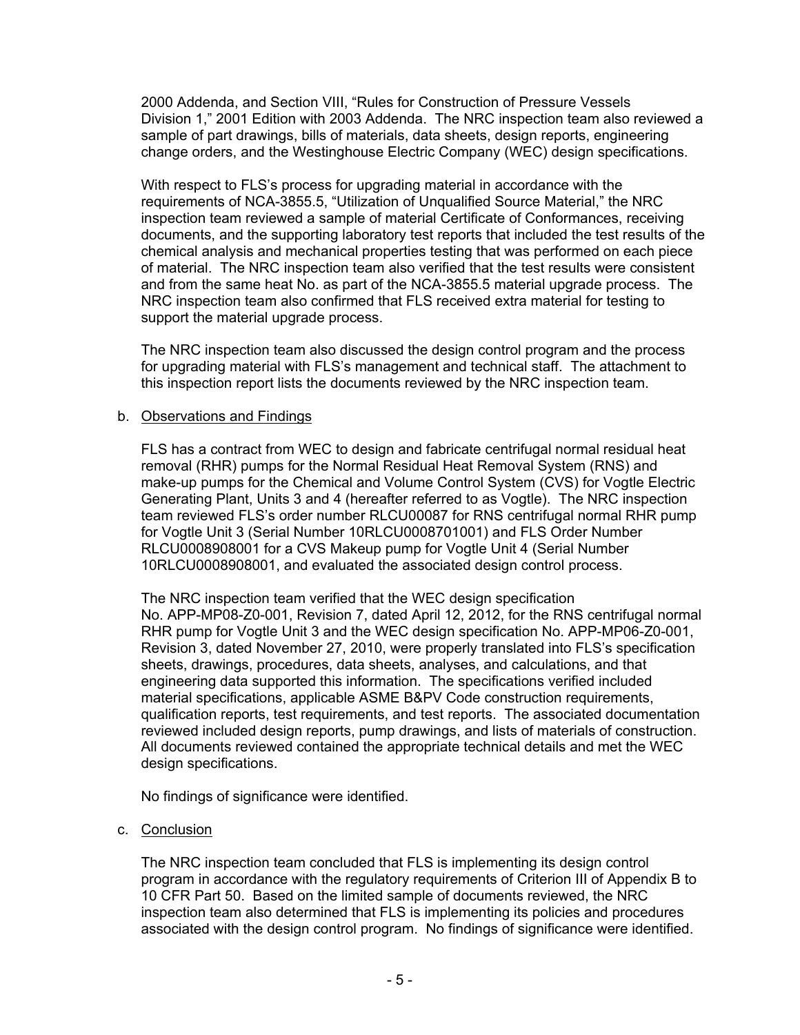2000 Addenda, and Section VIII, "Rules for Construction of Pressure Vessels Division 1," 2001 Edition with 2003 Addenda. The NRC inspection team also reviewed a sample of part drawings, bills of materials, data sheets, design reports, engineering change orders, and the Westinghouse Electric Company (WEC) design specifications.

With respect to FLS's process for upgrading material in accordance with the requirements of NCA-3855.5, "Utilization of Unqualified Source Material," the NRC inspection team reviewed a sample of material Certificate of Conformances, receiving documents, and the supporting laboratory test reports that included the test results of the chemical analysis and mechanical properties testing that was performed on each piece of material. The NRC inspection team also verified that the test results were consistent and from the same heat No. as part of the NCA-3855.5 material upgrade process. The NRC inspection team also confirmed that FLS received extra material for testing to support the material upgrade process.

The NRC inspection team also discussed the design control program and the process for upgrading material with FLS's management and technical staff. The attachment to this inspection report lists the documents reviewed by the NRC inspection team.

b. Observations and Findings

FLS has a contract from WEC to design and fabricate centrifugal normal residual heat removal (RHR) pumps for the Normal Residual Heat Removal System (RNS) and make-up pumps for the Chemical and Volume Control System (CVS) for Vogtle Electric Generating Plant, Units 3 and 4 (hereafter referred to as Vogtle). The NRC inspection team reviewed FLS's order number RLCU00087 for RNS centrifugal normal RHR pump for Vogtle Unit 3 (Serial Number 10RLCU0008701001) and FLS Order Number RLCU0008908001 for a CVS Makeup pump for Vogtle Unit 4 (Serial Number 10RLCU0008908001, and evaluated the associated design control process.

The NRC inspection team verified that the WEC design specification No. APP-MP08-Z0-001, Revision 7, dated April 12, 2012, for the RNS centrifugal normal RHR pump for Vogtle Unit 3 and the WEC design specification No. APP-MP06-Z0-001, Revision 3, dated November 27, 2010, were properly translated into FLS's specification sheets, drawings, procedures, data sheets, analyses, and calculations, and that engineering data supported this information. The specifications verified included material specifications, applicable ASME B&PV Code construction requirements, qualification reports, test requirements, and test reports. The associated documentation reviewed included design reports, pump drawings, and lists of materials of construction. All documents reviewed contained the appropriate technical details and met the WEC design specifications.

No findings of significance were identified.

c. Conclusion

The NRC inspection team concluded that FLS is implementing its design control program in accordance with the regulatory requirements of Criterion III of Appendix B to 10 CFR Part 50. Based on the limited sample of documents reviewed, the NRC inspection team also determined that FLS is implementing its policies and procedures associated with the design control program. No findings of significance were identified.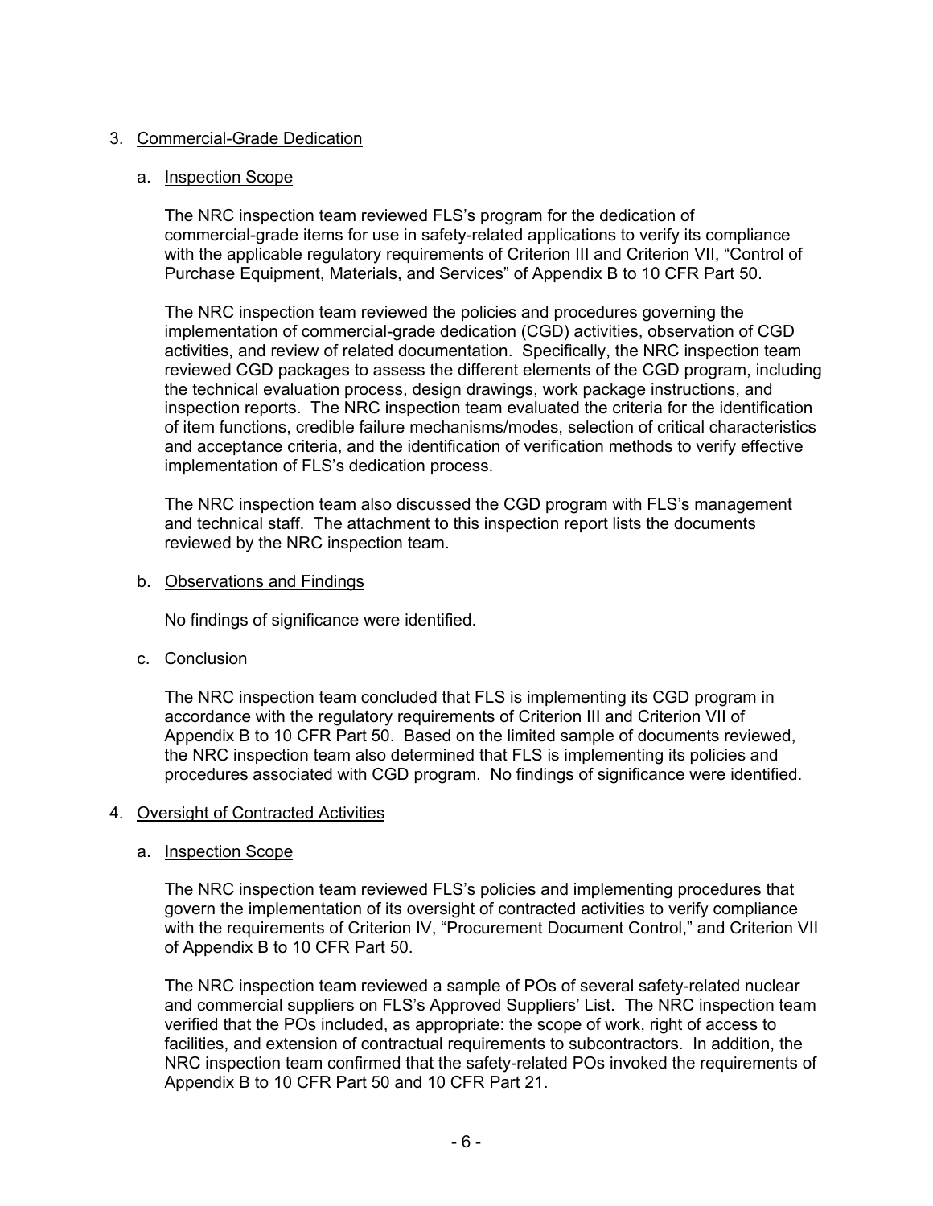3. Commercial-Grade Dedication

   a. Inspection Scope

      The NRC inspection team reviewed FLS's program for the dedication of commercial-grade items for use in safety-related applications to verify its compliance with the applicable regulatory requirements of Criterion III and Criterion VII, "Control of Purchase Equipment, Materials, and Services" of Appendix B to 10 CFR Part 50.

      The NRC inspection team reviewed the policies and procedures governing the implementation of commercial-grade dedication (CGD) activities, observation of CGD activities, and review of related documentation. Specifically, the NRC inspection team reviewed CGD packages to assess the different elements of the CGD program, including the technical evaluation process, design drawings, work package instructions, and inspection reports. The NRC inspection team evaluated the criteria for the identification of item functions, credible failure mechanisms/modes, selection of critical characteristics and acceptance criteria, and the identification of verification methods to verify effective implementation of FLS's dedication process.

      The NRC inspection team also discussed the CGD program with FLS's management and technical staff. The attachment to this inspection report lists the documents reviewed by the NRC inspection team.

   b. Observations and Findings

      No findings of significance were identified.

   c. Conclusion

      The NRC inspection team concluded that FLS is implementing its CGD program in accordance with the regulatory requirements of Criterion III and Criterion VII of Appendix B to 10 CFR Part 50. Based on the limited sample of documents reviewed, the NRC inspection team also determined that FLS is implementing its policies and procedures associated with CGD program. No findings of significance were identified.

4. Oversight of Contracted Activities

   a. Inspection Scope

      The NRC inspection team reviewed FLS's policies and implementing procedures that govern the implementation of its oversight of contracted activities to verify compliance with the requirements of Criterion IV, "Procurement Document Control," and Criterion VII of Appendix B to 10 CFR Part 50.

      The NRC inspection team reviewed a sample of POs of several safety-related nuclear and commercial suppliers on FLS's Approved Suppliers' List. The NRC inspection team verified that the POs included, as appropriate: the scope of work, right of access to facilities, and extension of contractual requirements to subcontractors. In addition, the NRC inspection team confirmed that the safety-related POs invoked the requirements of Appendix B to 10 CFR Part 50 and 10 CFR Part 21.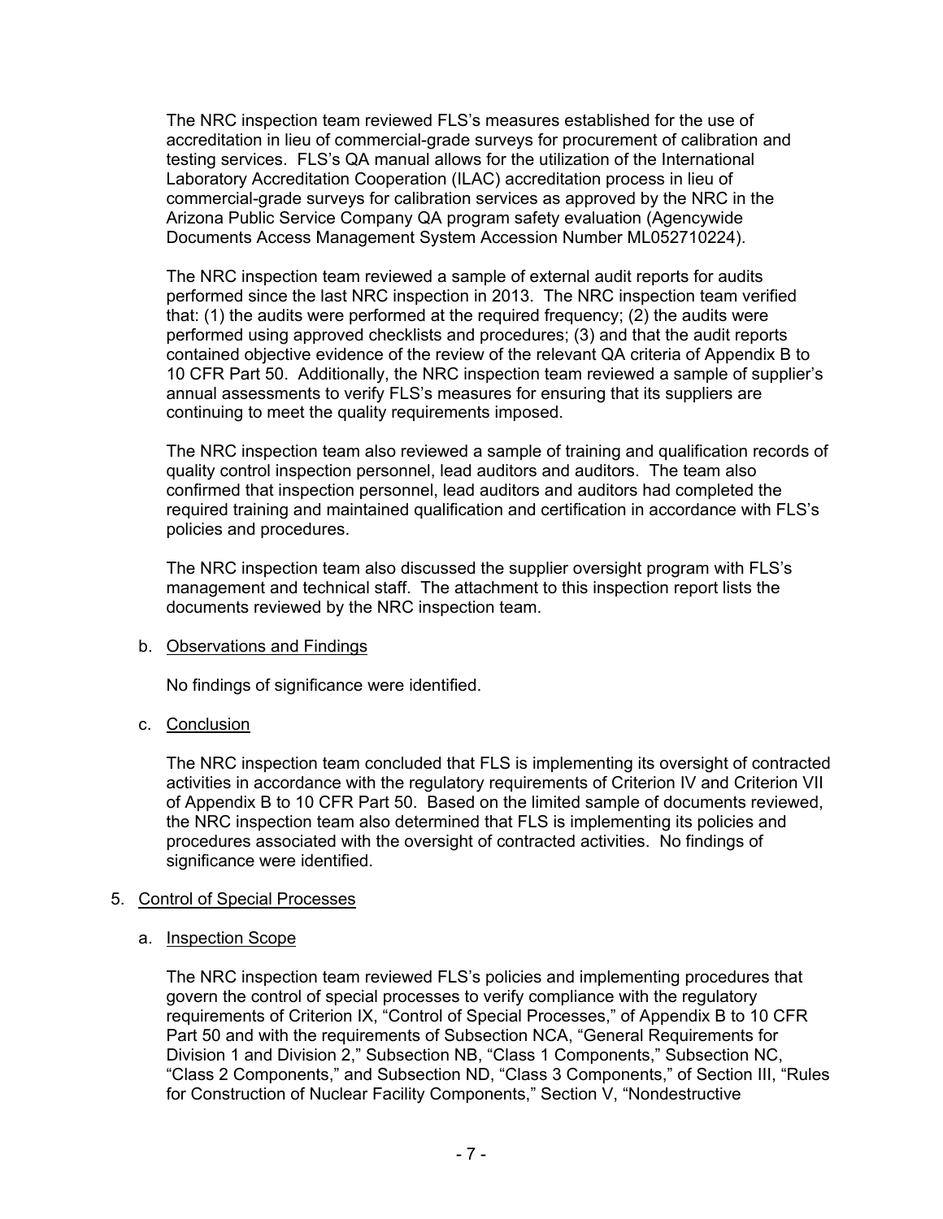The NRC inspection team reviewed FLS's measures established for the use of accreditation in lieu of commercial-grade surveys for procurement of calibration and testing services. FLS's QA manual allows for the utilization of the International Laboratory Accreditation Cooperation (ILAC) accreditation process in lieu of commercial-grade surveys for calibration services as approved by the NRC in the Arizona Public Service Company QA program safety evaluation (Agencywide Documents Access Management System Accession Number ML052710224).

The NRC inspection team reviewed a sample of external audit reports for audits performed since the last NRC inspection in 2013. The NRC inspection team verified that: (1) the audits were performed at the required frequency; (2) the audits were performed using approved checklists and procedures; (3) and that the audit reports contained objective evidence of the review of the relevant QA criteria of Appendix B to 10 CFR Part 50. Additionally, the NRC inspection team reviewed a sample of supplier's annual assessments to verify FLS's measures for ensuring that its suppliers are continuing to meet the quality requirements imposed.

The NRC inspection team also reviewed a sample of training and qualification records of quality control inspection personnel, lead auditors and auditors. The team also confirmed that inspection personnel, lead auditors and auditors had completed the required training and maintained qualification and certification in accordance with FLS's policies and procedures.

The NRC inspection team also discussed the supplier oversight program with FLS's management and technical staff. The attachment to this inspection report lists the documents reviewed by the NRC inspection team.

b. Observations and Findings

No findings of significance were identified.

c. Conclusion

The NRC inspection team concluded that FLS is implementing its oversight of contracted activities in accordance with the regulatory requirements of Criterion IV and Criterion VII of Appendix B to 10 CFR Part 50. Based on the limited sample of documents reviewed, the NRC inspection team also determined that FLS is implementing its policies and procedures associated with the oversight of contracted activities. No findings of significance were identified.

5. Control of Special Processes

a. Inspection Scope

The NRC inspection team reviewed FLS's policies and implementing procedures that govern the control of special processes to verify compliance with the regulatory requirements of Criterion IX, "Control of Special Processes," of Appendix B to 10 CFR Part 50 and with the requirements of Subsection NCA, "General Requirements for Division 1 and Division 2," Subsection NB, "Class 1 Components," Subsection NC, "Class 2 Components," and Subsection ND, "Class 3 Components," of Section III, "Rules for Construction of Nuclear Facility Components," Section V, "Nondestructive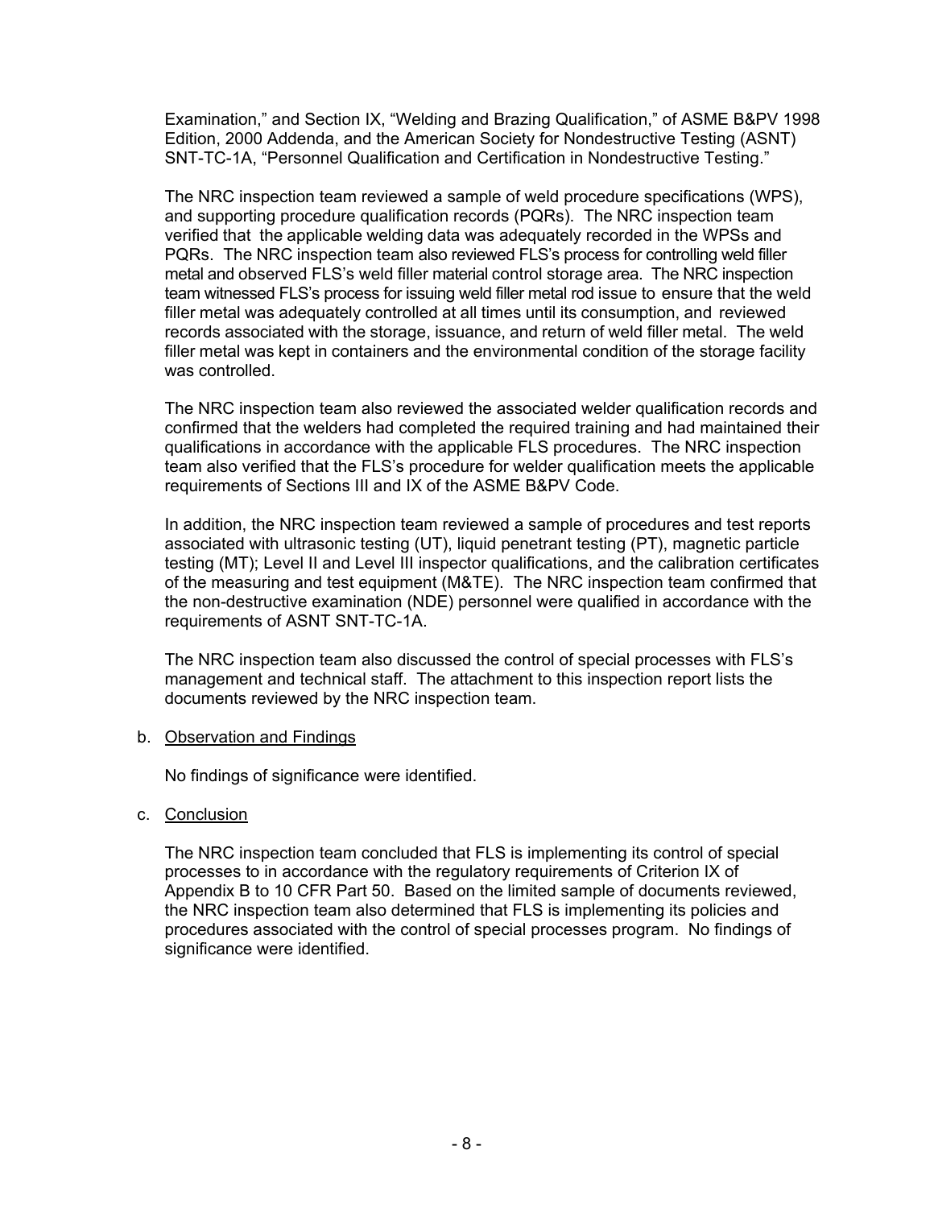Examination," and Section IX, "Welding and Brazing Qualification," of ASME B&PV 1998 Edition, 2000 Addenda, and the American Society for Nondestructive Testing (ASNT) SNT-TC-1A, "Personnel Qualification and Certification in Nondestructive Testing."

The NRC inspection team reviewed a sample of weld procedure specifications (WPS), and supporting procedure qualification records (PQRs). The NRC inspection team verified that the applicable welding data was adequately recorded in the WPSs and PQRs. The NRC inspection team also reviewed FLS's process for controlling weld filler metal and observed FLS's weld filler material control storage area. The NRC inspection team witnessed FLS's process for issuing weld filler metal rod issue to ensure that the weld filler metal was adequately controlled at all times until its consumption, and reviewed records associated with the storage, issuance, and return of weld filler metal. The weld filler metal was kept in containers and the environmental condition of the storage facility was controlled.

The NRC inspection team also reviewed the associated welder qualification records and confirmed that the welders had completed the required training and had maintained their qualifications in accordance with the applicable FLS procedures. The NRC inspection team also verified that the FLS's procedure for welder qualification meets the applicable requirements of Sections III and IX of the ASME B&PV Code.

In addition, the NRC inspection team reviewed a sample of procedures and test reports associated with ultrasonic testing (UT), liquid penetrant testing (PT), magnetic particle testing (MT); Level II and Level III inspector qualifications, and the calibration certificates of the measuring and test equipment (M&TE). The NRC inspection team confirmed that the non-destructive examination (NDE) personnel were qualified in accordance with the requirements of ASNT SNT-TC-1A.

The NRC inspection team also discussed the control of special processes with FLS's management and technical staff. The attachment to this inspection report lists the documents reviewed by the NRC inspection team.

b. Observation and Findings

No findings of significance were identified.

c. Conclusion

The NRC inspection team concluded that FLS is implementing its control of special processes to in accordance with the regulatory requirements of Criterion IX of Appendix B to 10 CFR Part 50. Based on the limited sample of documents reviewed, the NRC inspection team also determined that FLS is implementing its policies and procedures associated with the control of special processes program. No findings of significance were identified.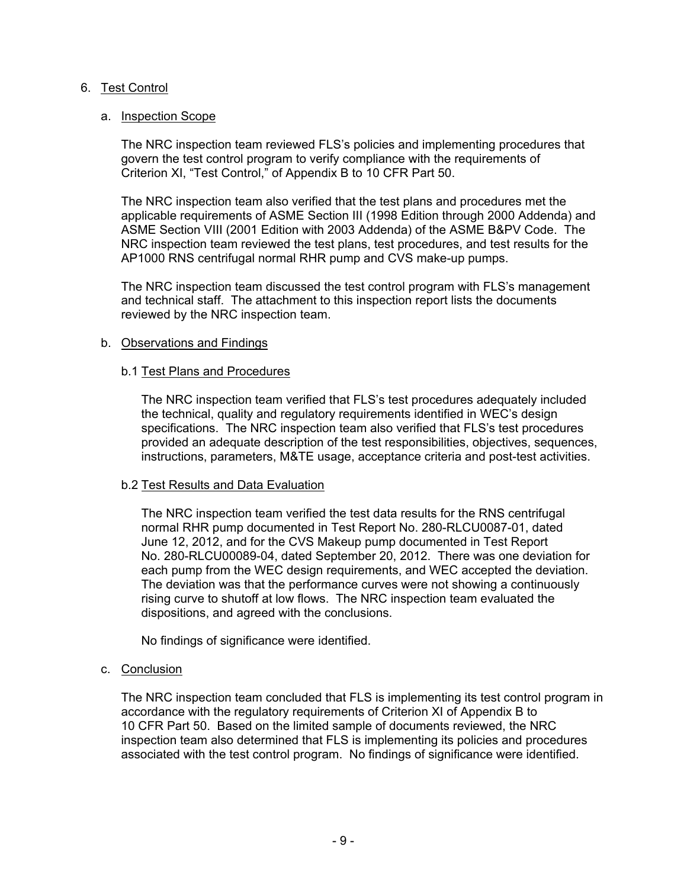## 6. Test Control

### a. Inspection Scope

The NRC inspection team reviewed FLS's policies and implementing procedures that govern the test control program to verify compliance with the requirements of Criterion XI, "Test Control," of Appendix B to 10 CFR Part 50.

The NRC inspection team also verified that the test plans and procedures met the applicable requirements of ASME Section III (1998 Edition through 2000 Addenda) and ASME Section VIII (2001 Edition with 2003 Addenda) of the ASME B&PV Code. The NRC inspection team reviewed the test plans, test procedures, and test results for the AP1000 RNS centrifugal normal RHR pump and CVS make-up pumps.

The NRC inspection team discussed the test control program with FLS's management and technical staff. The attachment to this inspection report lists the documents reviewed by the NRC inspection team.

### b. Observations and Findings

#### b.1 Test Plans and Procedures

The NRC inspection team verified that FLS's test procedures adequately included the technical, quality and regulatory requirements identified in WEC's design specifications. The NRC inspection team also verified that FLS's test procedures provided an adequate description of the test responsibilities, objectives, sequences, instructions, parameters, M&TE usage, acceptance criteria and post-test activities.

#### b.2 Test Results and Data Evaluation

The NRC inspection team verified the test data results for the RNS centrifugal normal RHR pump documented in Test Report No. 280-RLCU0087-01, dated June 12, 2012, and for the CVS Makeup pump documented in Test Report No. 280-RLCU00089-04, dated September 20, 2012. There was one deviation for each pump from the WEC design requirements, and WEC accepted the deviation. The deviation was that the performance curves were not showing a continuously rising curve to shutoff at low flows. The NRC inspection team evaluated the dispositions, and agreed with the conclusions.

No findings of significance were identified.

### c. Conclusion

The NRC inspection team concluded that FLS is implementing its test control program in accordance with the regulatory requirements of Criterion XI of Appendix B to 10 CFR Part 50. Based on the limited sample of documents reviewed, the NRC inspection team also determined that FLS is implementing its policies and procedures associated with the test control program. No findings of significance were identified.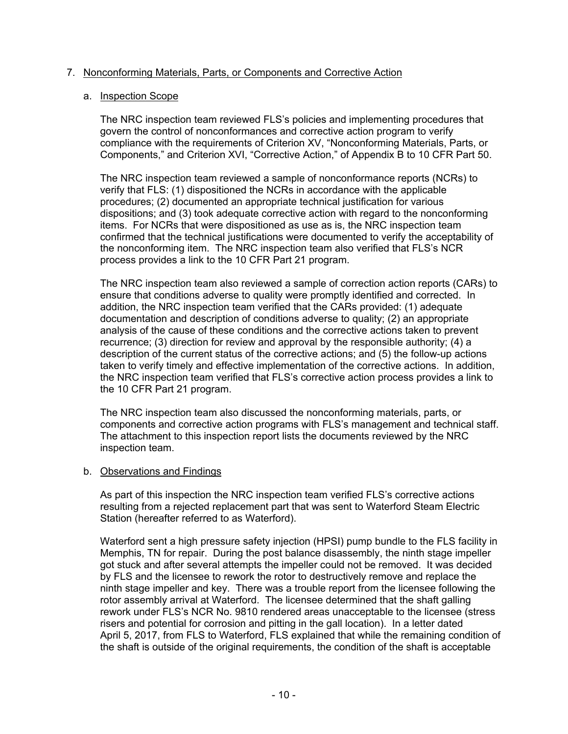## 7. Nonconforming Materials, Parts, or Components and Corrective Action

### a. Inspection Scope

The NRC inspection team reviewed FLS's policies and implementing procedures that govern the control of nonconformances and corrective action program to verify compliance with the requirements of Criterion XV, "Nonconforming Materials, Parts, or Components," and Criterion XVI, "Corrective Action," of Appendix B to 10 CFR Part 50.

The NRC inspection team reviewed a sample of nonconformance reports (NCRs) to verify that FLS: (1) dispositioned the NCRs in accordance with the applicable procedures; (2) documented an appropriate technical justification for various dispositions; and (3) took adequate corrective action with regard to the nonconforming items. For NCRs that were dispositioned as use as is, the NRC inspection team confirmed that the technical justifications were documented to verify the acceptability of the nonconforming item. The NRC inspection team also verified that FLS's NCR process provides a link to the 10 CFR Part 21 program.

The NRC inspection team also reviewed a sample of correction action reports (CARs) to ensure that conditions adverse to quality were promptly identified and corrected. In addition, the NRC inspection team verified that the CARs provided: (1) adequate documentation and description of conditions adverse to quality; (2) an appropriate analysis of the cause of these conditions and the corrective actions taken to prevent recurrence; (3) direction for review and approval by the responsible authority; (4) a description of the current status of the corrective actions; and (5) the follow-up actions taken to verify timely and effective implementation of the corrective actions. In addition, the NRC inspection team verified that FLS's corrective action process provides a link to the 10 CFR Part 21 program.

The NRC inspection team also discussed the nonconforming materials, parts, or components and corrective action programs with FLS's management and technical staff. The attachment to this inspection report lists the documents reviewed by the NRC inspection team.

### b. Observations and Findings

As part of this inspection the NRC inspection team verified FLS's corrective actions resulting from a rejected replacement part that was sent to Waterford Steam Electric Station (hereafter referred to as Waterford).

Waterford sent a high pressure safety injection (HPSI) pump bundle to the FLS facility in Memphis, TN for repair. During the post balance disassembly, the ninth stage impeller got stuck and after several attempts the impeller could not be removed. It was decided by FLS and the licensee to rework the rotor to destructively remove and replace the ninth stage impeller and key. There was a trouble report from the licensee following the rotor assembly arrival at Waterford. The licensee determined that the shaft galling rework under FLS's NCR No. 9810 rendered areas unacceptable to the licensee (stress risers and potential for corrosion and pitting in the gall location). In a letter dated April 5, 2017, from FLS to Waterford, FLS explained that while the remaining condition of the shaft is outside of the original requirements, the condition of the shaft is acceptable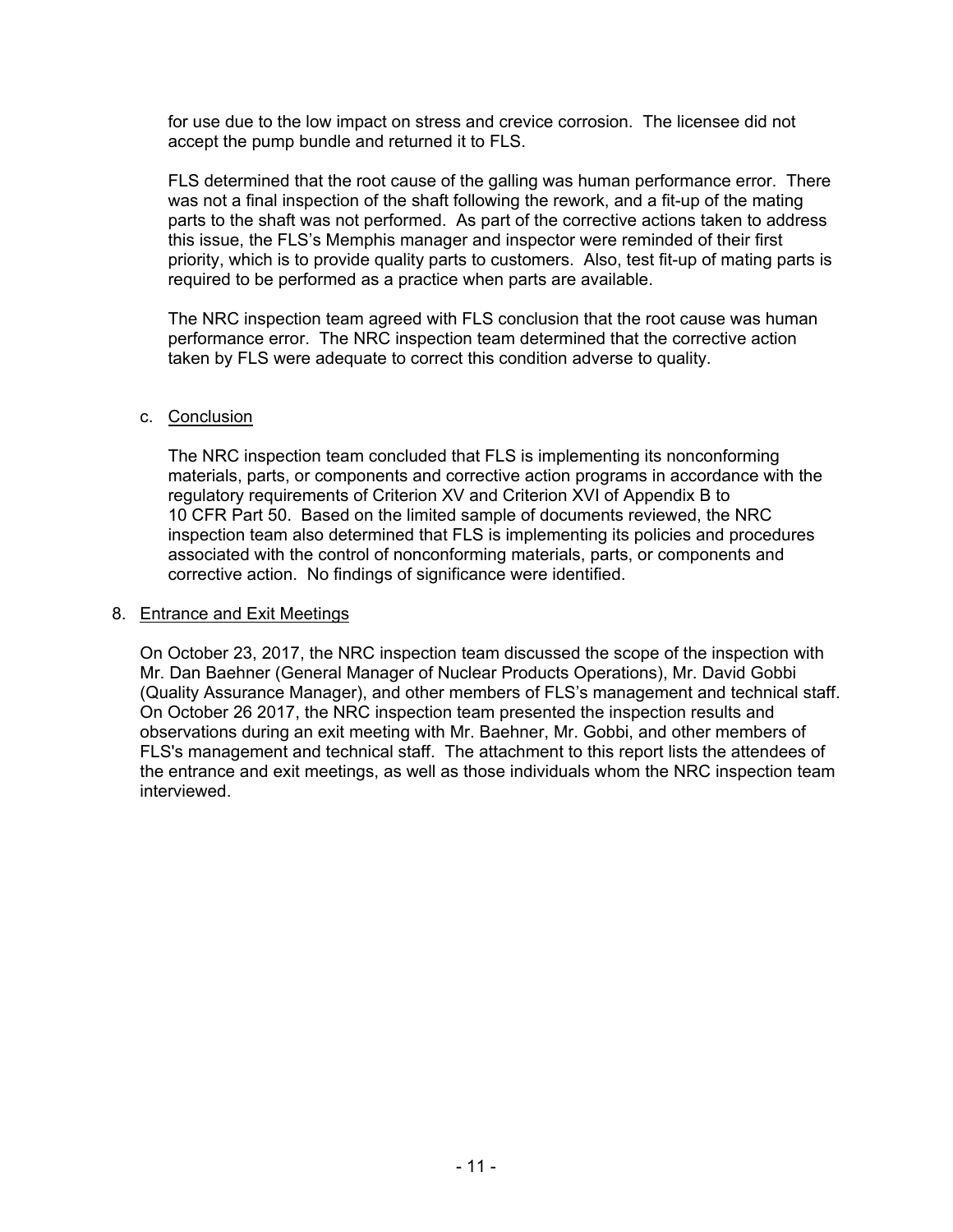for use due to the low impact on stress and crevice corrosion. The licensee did not accept the pump bundle and returned it to FLS.

FLS determined that the root cause of the galling was human performance error. There was not a final inspection of the shaft following the rework, and a fit-up of the mating parts to the shaft was not performed. As part of the corrective actions taken to address this issue, the FLS's Memphis manager and inspector were reminded of their first priority, which is to provide quality parts to customers. Also, test fit-up of mating parts is required to be performed as a practice when parts are available.

The NRC inspection team agreed with FLS conclusion that the root cause was human performance error. The NRC inspection team determined that the corrective action taken by FLS were adequate to correct this condition adverse to quality.

c. Conclusion

The NRC inspection team concluded that FLS is implementing its nonconforming materials, parts, or components and corrective action programs in accordance with the regulatory requirements of Criterion XV and Criterion XVI of Appendix B to 10 CFR Part 50. Based on the limited sample of documents reviewed, the NRC inspection team also determined that FLS is implementing its policies and procedures associated with the control of nonconforming materials, parts, or components and corrective action. No findings of significance were identified.

8. Entrance and Exit Meetings

On October 23, 2017, the NRC inspection team discussed the scope of the inspection with Mr. Dan Baehner (General Manager of Nuclear Products Operations), Mr. David Gobbi (Quality Assurance Manager), and other members of FLS's management and technical staff. On October 26 2017, the NRC inspection team presented the inspection results and observations during an exit meeting with Mr. Baehner, Mr. Gobbi, and other members of FLS's management and technical staff. The attachment to this report lists the attendees of the entrance and exit meetings, as well as those individuals whom the NRC inspection team interviewed.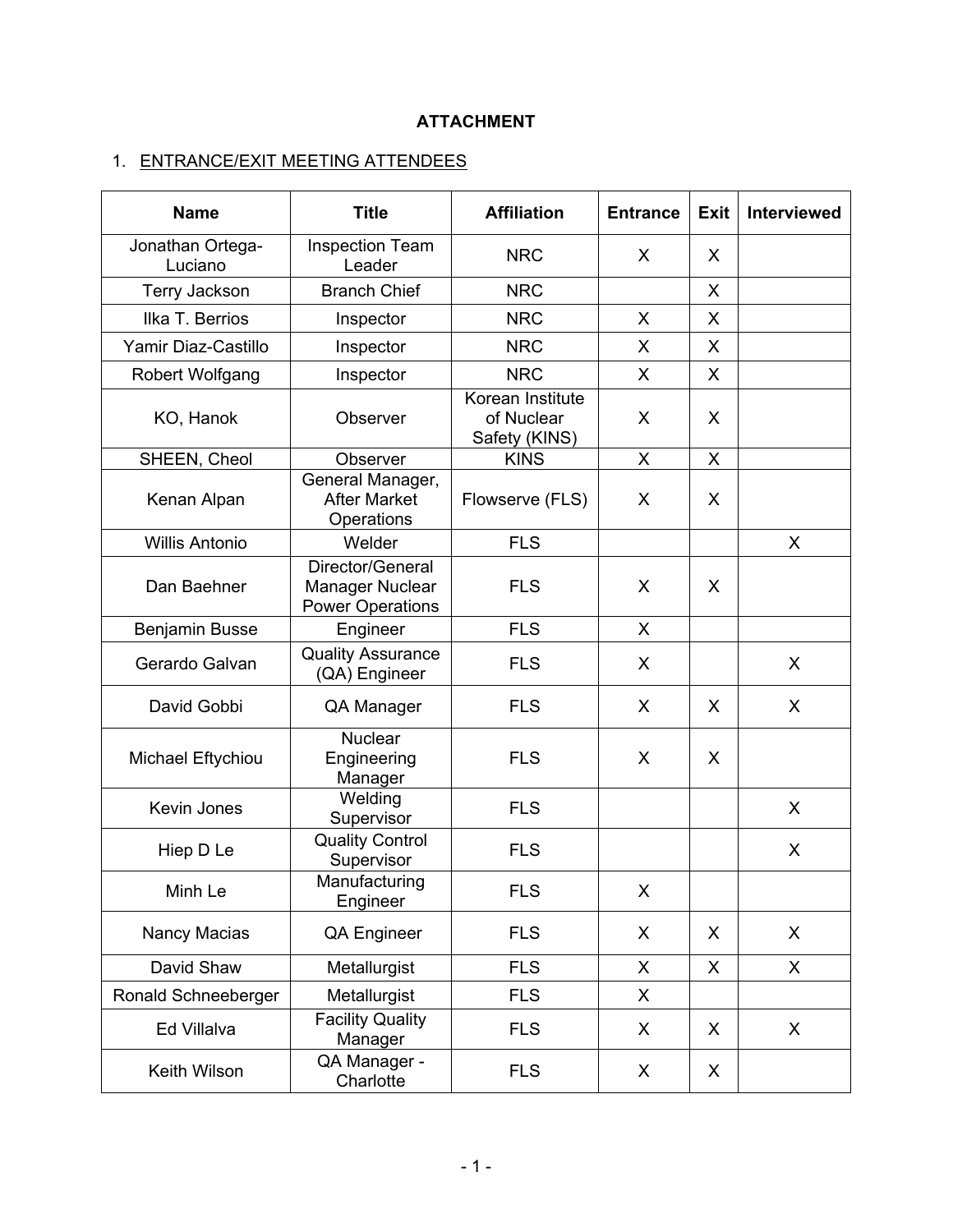**ATTACHMENT**

1. ENTRANCE/EXIT MEETING ATTENDEES

| Name | Title | Affiliation | Entrance | Exit | Interviewed |
|---|---|---|---|---|---|
| Jonathan Ortega-Luciano | Inspection Team Leader | NRC | X | X | |
| Terry Jackson | Branch Chief | NRC | | X | |
| Ilka T. Berrios | Inspector | NRC | X | X | |
| Yamir Diaz-Castillo | Inspector | NRC | X | X | |
| Robert Wolfgang | Inspector | NRC | X | X | |
| KO, Hanok | Observer | Korean Institute of Nuclear Safety (KINS) | X | X | |
| SHEEN, Cheol | Observer | KINS | X | X | |
| Kenan Alpan | General Manager, After Market Operations | Flowserve (FLS) | X | X | |
| Willis Antonio | Welder | FLS | | | X |
| Dan Baehner | Director/General Manager Nuclear Power Operations | FLS | X | X | |
| Benjamin Busse | Engineer | FLS | X | | |
| Gerardo Galvan | Quality Assurance (QA) Engineer | FLS | X | | X |
| David Gobbi | QA Manager | FLS | X | X | X |
| Michael Eftychiou | Nuclear Engineering Manager | FLS | X | X | |
| Kevin Jones | Welding Supervisor | FLS | | | X |
| Hiep D Le | Quality Control Supervisor | FLS | | | X |
| Minh Le | Manufacturing Engineer | FLS | X | | |
| Nancy Macias | QA Engineer | FLS | X | X | X |
| David Shaw | Metallurgist | FLS | X | X | X |
| Ronald Schneeberger | Metallurgist | FLS | X | | |
| Ed Villalva | Facility Quality Manager | FLS | X | X | X |
| Keith Wilson | QA Manager - Charlotte | FLS | X | X | |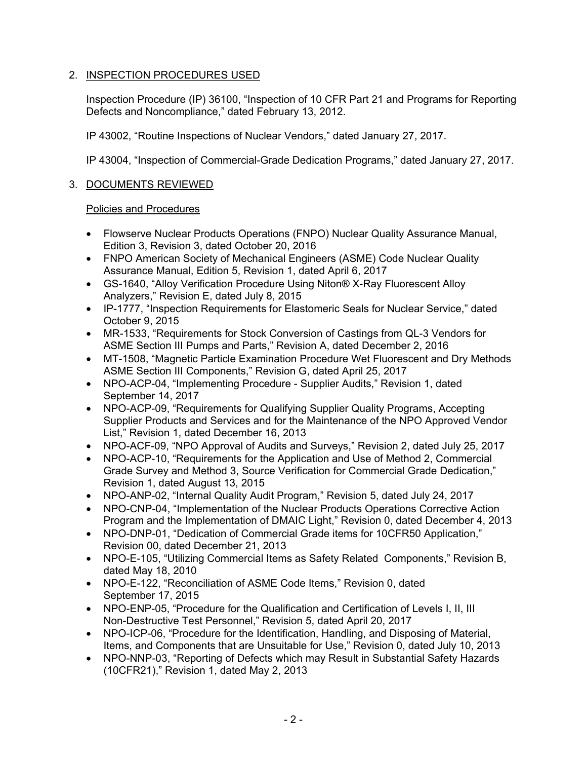## 2. INSPECTION PROCEDURES USED

Inspection Procedure (IP) 36100, "Inspection of 10 CFR Part 21 and Programs for Reporting Defects and Noncompliance," dated February 13, 2012.

IP 43002, "Routine Inspections of Nuclear Vendors," dated January 27, 2017.

IP 43004, "Inspection of Commercial-Grade Dedication Programs," dated January 27, 2017.

## 3. DOCUMENTS REVIEWED

### Policies and Procedures

- Flowserve Nuclear Products Operations (FNPO) Nuclear Quality Assurance Manual, Edition 3, Revision 3, dated October 20, 2016
- FNPO American Society of Mechanical Engineers (ASME) Code Nuclear Quality Assurance Manual, Edition 5, Revision 1, dated April 6, 2017
- GS-1640, "Alloy Verification Procedure Using Niton® X-Ray Fluorescent Alloy Analyzers," Revision E, dated July 8, 2015
- IP-1777, "Inspection Requirements for Elastomeric Seals for Nuclear Service," dated October 9, 2015
- MR-1533, "Requirements for Stock Conversion of Castings from QL-3 Vendors for ASME Section III Pumps and Parts," Revision A, dated December 2, 2016
- MT-1508, "Magnetic Particle Examination Procedure Wet Fluorescent and Dry Methods ASME Section III Components," Revision G, dated April 25, 2017
- NPO-ACP-04, "Implementing Procedure - Supplier Audits," Revision 1, dated September 14, 2017
- NPO-ACP-09, "Requirements for Qualifying Supplier Quality Programs, Accepting Supplier Products and Services and for the Maintenance of the NPO Approved Vendor List," Revision 1, dated December 16, 2013
- NPO-ACF-09, "NPO Approval of Audits and Surveys," Revision 2, dated July 25, 2017
- NPO-ACP-10, "Requirements for the Application and Use of Method 2, Commercial Grade Survey and Method 3, Source Verification for Commercial Grade Dedication," Revision 1, dated August 13, 2015
- NPO-ANP-02, "Internal Quality Audit Program," Revision 5, dated July 24, 2017
- NPO-CNP-04, "Implementation of the Nuclear Products Operations Corrective Action Program and the Implementation of DMAIC Light," Revision 0, dated December 4, 2013
- NPO-DNP-01, "Dedication of Commercial Grade items for 10CFR50 Application," Revision 00, dated December 21, 2013
- NPO-E-105, "Utilizing Commercial Items as Safety Related Components," Revision B, dated May 18, 2010
- NPO-E-122, "Reconciliation of ASME Code Items," Revision 0, dated September 17, 2015
- NPO-ENP-05, "Procedure for the Qualification and Certification of Levels I, II, III Non-Destructive Test Personnel," Revision 5, dated April 20, 2017
- NPO-ICP-06, "Procedure for the Identification, Handling, and Disposing of Material, Items, and Components that are Unsuitable for Use," Revision 0, dated July 10, 2013
- NPO-NNP-03, "Reporting of Defects which may Result in Substantial Safety Hazards (10CFR21)," Revision 1, dated May 2, 2013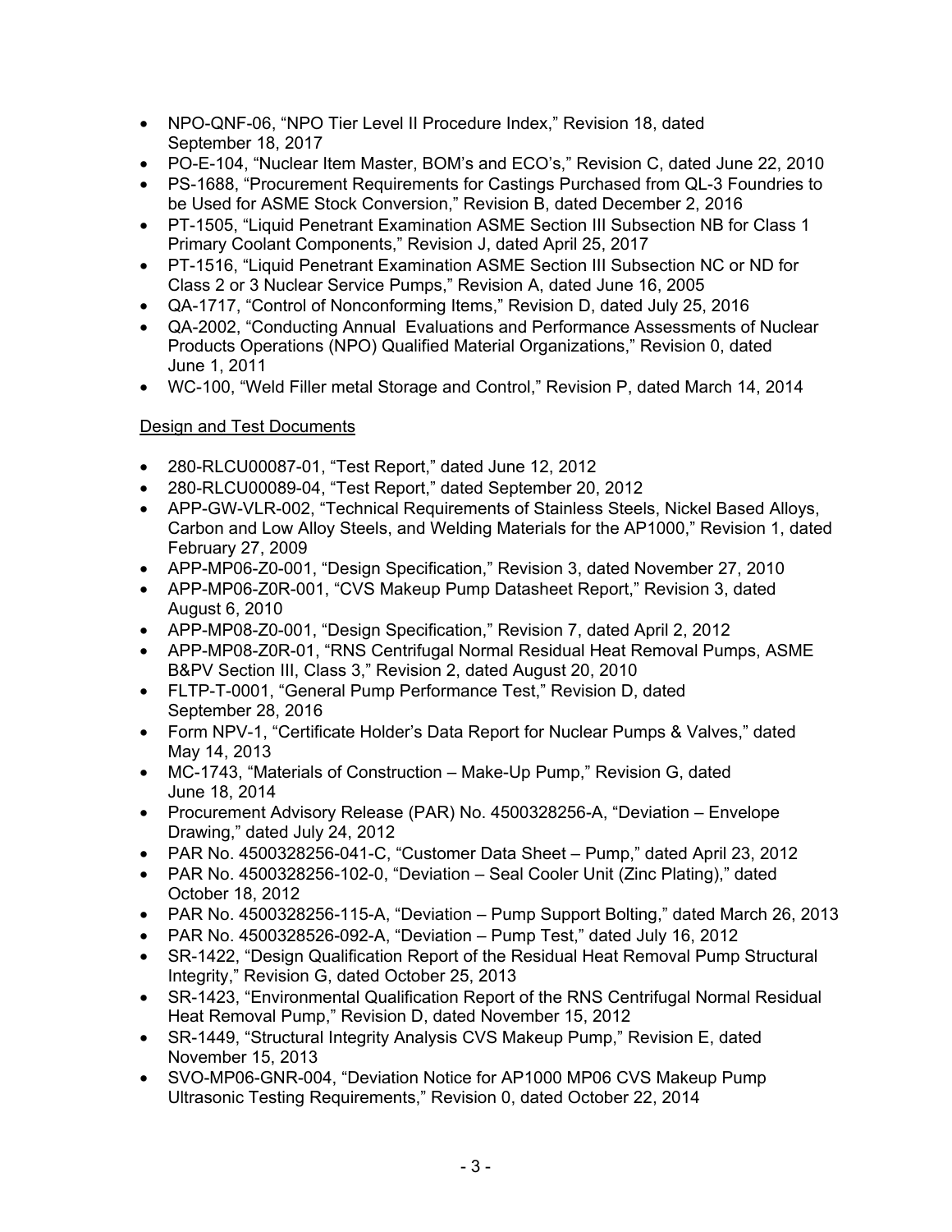- NPO-QNF-06, "NPO Tier Level II Procedure Index," Revision 18, dated September 18, 2017
- PO-E-104, "Nuclear Item Master, BOM's and ECO's," Revision C, dated June 22, 2010
- PS-1688, "Procurement Requirements for Castings Purchased from QL-3 Foundries to be Used for ASME Stock Conversion," Revision B, dated December 2, 2016
- PT-1505, "Liquid Penetrant Examination ASME Section III Subsection NB for Class 1 Primary Coolant Components," Revision J, dated April 25, 2017
- PT-1516, "Liquid Penetrant Examination ASME Section III Subsection NC or ND for Class 2 or 3 Nuclear Service Pumps," Revision A, dated June 16, 2005
- QA-1717, "Control of Nonconforming Items," Revision D, dated July 25, 2016
- QA-2002, "Conducting Annual Evaluations and Performance Assessments of Nuclear Products Operations (NPO) Qualified Material Organizations," Revision 0, dated June 1, 2011
- WC-100, "Weld Filler metal Storage and Control," Revision P, dated March 14, 2014

Design and Test Documents

- 280-RLCU00087-01, "Test Report," dated June 12, 2012
- 280-RLCU00089-04, "Test Report," dated September 20, 2012
- APP-GW-VLR-002, "Technical Requirements of Stainless Steels, Nickel Based Alloys, Carbon and Low Alloy Steels, and Welding Materials for the AP1000," Revision 1, dated February 27, 2009
- APP-MP06-Z0-001, "Design Specification," Revision 3, dated November 27, 2010
- APP-MP06-Z0R-001, "CVS Makeup Pump Datasheet Report," Revision 3, dated August 6, 2010
- APP-MP08-Z0-001, "Design Specification," Revision 7, dated April 2, 2012
- APP-MP08-Z0R-01, "RNS Centrifugal Normal Residual Heat Removal Pumps, ASME B&PV Section III, Class 3," Revision 2, dated August 20, 2010
- FLTP-T-0001, "General Pump Performance Test," Revision D, dated September 28, 2016
- Form NPV-1, "Certificate Holder's Data Report for Nuclear Pumps & Valves," dated May 14, 2013
- MC-1743, "Materials of Construction – Make-Up Pump," Revision G, dated June 18, 2014
- Procurement Advisory Release (PAR) No. 4500328256-A, "Deviation – Envelope Drawing," dated July 24, 2012
- PAR No. 4500328256-041-C, "Customer Data Sheet – Pump," dated April 23, 2012
- PAR No. 4500328256-102-0, "Deviation – Seal Cooler Unit (Zinc Plating)," dated October 18, 2012
- PAR No. 4500328256-115-A, "Deviation – Pump Support Bolting," dated March 26, 2013
- PAR No. 4500328526-092-A, "Deviation – Pump Test," dated July 16, 2012
- SR-1422, "Design Qualification Report of the Residual Heat Removal Pump Structural Integrity," Revision G, dated October 25, 2013
- SR-1423, "Environmental Qualification Report of the RNS Centrifugal Normal Residual Heat Removal Pump," Revision D, dated November 15, 2012
- SR-1449, "Structural Integrity Analysis CVS Makeup Pump," Revision E, dated November 15, 2013
- SVO-MP06-GNR-004, "Deviation Notice for AP1000 MP06 CVS Makeup Pump Ultrasonic Testing Requirements," Revision 0, dated October 22, 2014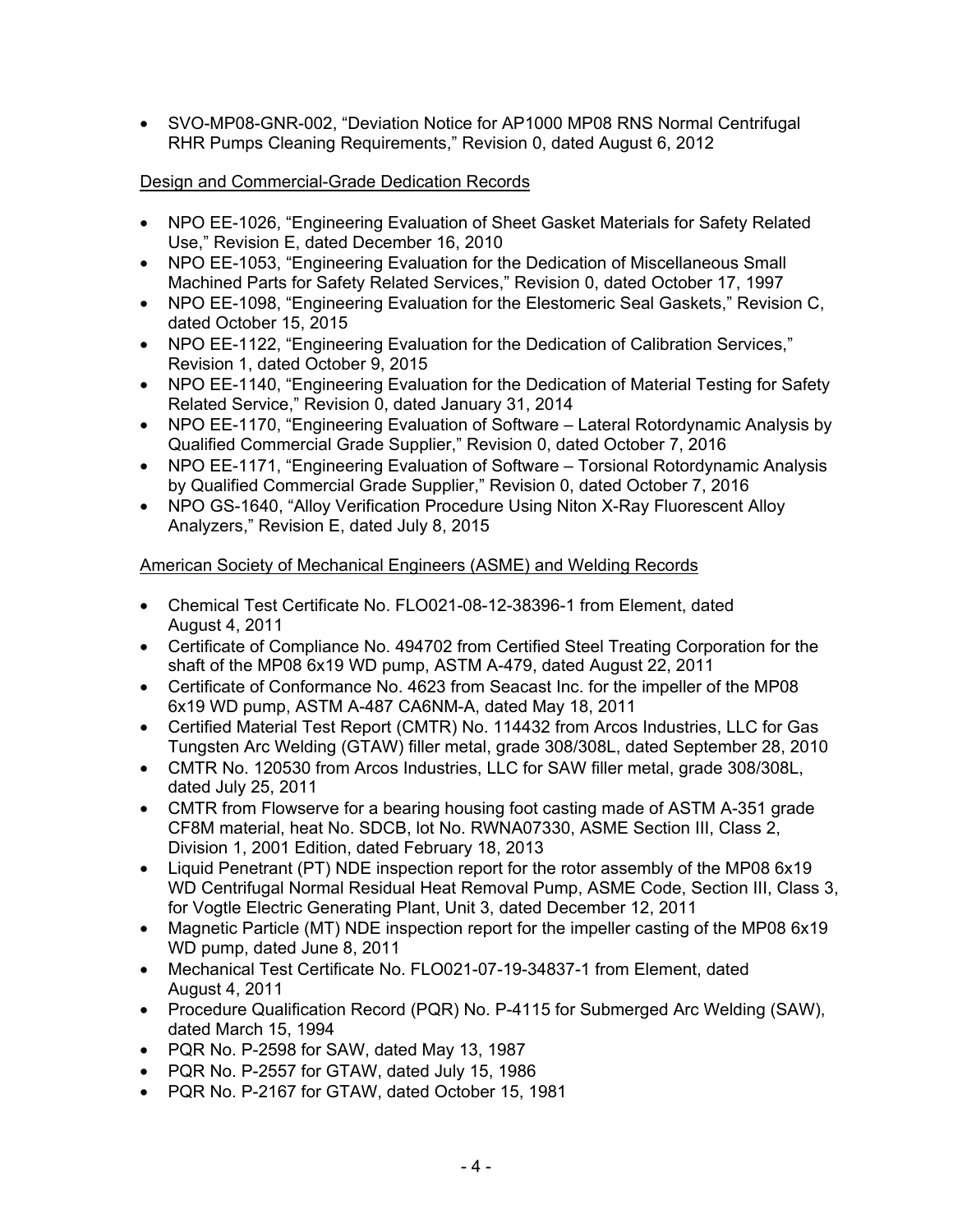- SVO-MP08-GNR-002, "Deviation Notice for AP1000 MP08 RNS Normal Centrifugal RHR Pumps Cleaning Requirements," Revision 0, dated August 6, 2012

Design and Commercial-Grade Dedication Records

- NPO EE-1026, "Engineering Evaluation of Sheet Gasket Materials for Safety Related Use," Revision E, dated December 16, 2010
- NPO EE-1053, "Engineering Evaluation for the Dedication of Miscellaneous Small Machined Parts for Safety Related Services," Revision 0, dated October 17, 1997
- NPO EE-1098, "Engineering Evaluation for the Elestomeric Seal Gaskets," Revision C, dated October 15, 2015
- NPO EE-1122, "Engineering Evaluation for the Dedication of Calibration Services," Revision 1, dated October 9, 2015
- NPO EE-1140, "Engineering Evaluation for the Dedication of Material Testing for Safety Related Service," Revision 0, dated January 31, 2014
- NPO EE-1170, "Engineering Evaluation of Software – Lateral Rotordynamic Analysis by Qualified Commercial Grade Supplier," Revision 0, dated October 7, 2016
- NPO EE-1171, "Engineering Evaluation of Software – Torsional Rotordynamic Analysis by Qualified Commercial Grade Supplier," Revision 0, dated October 7, 2016
- NPO GS-1640, "Alloy Verification Procedure Using Niton X-Ray Fluorescent Alloy Analyzers," Revision E, dated July 8, 2015

American Society of Mechanical Engineers (ASME) and Welding Records

- Chemical Test Certificate No. FLO021-08-12-38396-1 from Element, dated August 4, 2011
- Certificate of Compliance No. 494702 from Certified Steel Treating Corporation for the shaft of the MP08 6x19 WD pump, ASTM A-479, dated August 22, 2011
- Certificate of Conformance No. 4623 from Seacast Inc. for the impeller of the MP08 6x19 WD pump, ASTM A-487 CA6NM-A, dated May 18, 2011
- Certified Material Test Report (CMTR) No. 114432 from Arcos Industries, LLC for Gas Tungsten Arc Welding (GTAW) filler metal, grade 308/308L, dated September 28, 2010
- CMTR No. 120530 from Arcos Industries, LLC for SAW filler metal, grade 308/308L, dated July 25, 2011
- CMTR from Flowserve for a bearing housing foot casting made of ASTM A-351 grade CF8M material, heat No. SDCB, lot No. RWNA07330, ASME Section III, Class 2, Division 1, 2001 Edition, dated February 18, 2013
- Liquid Penetrant (PT) NDE inspection report for the rotor assembly of the MP08 6x19 WD Centrifugal Normal Residual Heat Removal Pump, ASME Code, Section III, Class 3, for Vogtle Electric Generating Plant, Unit 3, dated December 12, 2011
- Magnetic Particle (MT) NDE inspection report for the impeller casting of the MP08 6x19 WD pump, dated June 8, 2011
- Mechanical Test Certificate No. FLO021-07-19-34837-1 from Element, dated August 4, 2011
- Procedure Qualification Record (PQR) No. P-4115 for Submerged Arc Welding (SAW), dated March 15, 1994
- PQR No. P-2598 for SAW, dated May 13, 1987
- PQR No. P-2557 for GTAW, dated July 15, 1986
- PQR No. P-2167 for GTAW, dated October 15, 1981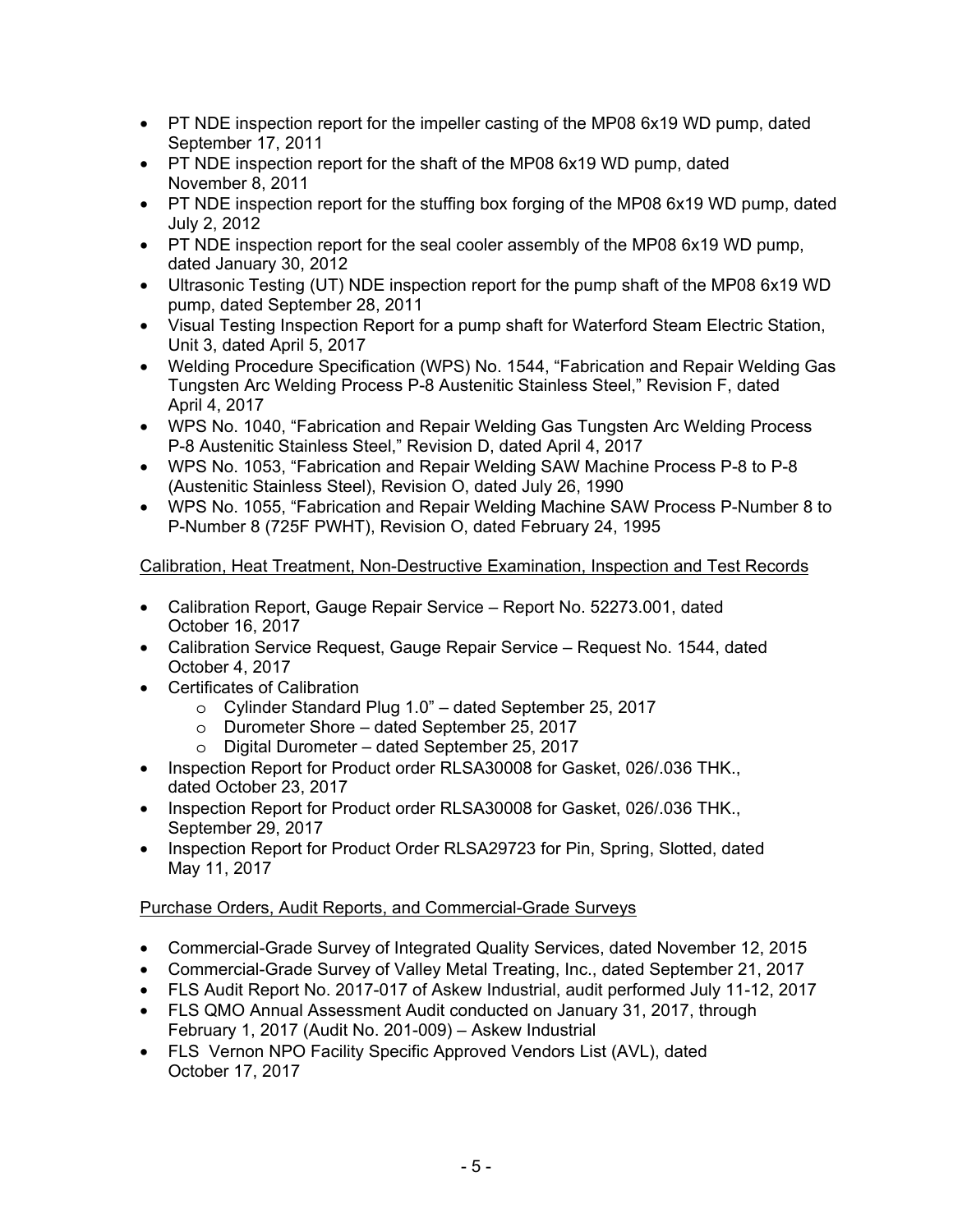- PT NDE inspection report for the impeller casting of the MP08 6x19 WD pump, dated September 17, 2011
- PT NDE inspection report for the shaft of the MP08 6x19 WD pump, dated November 8, 2011
- PT NDE inspection report for the stuffing box forging of the MP08 6x19 WD pump, dated July 2, 2012
- PT NDE inspection report for the seal cooler assembly of the MP08 6x19 WD pump, dated January 30, 2012
- Ultrasonic Testing (UT) NDE inspection report for the pump shaft of the MP08 6x19 WD pump, dated September 28, 2011
- Visual Testing Inspection Report for a pump shaft for Waterford Steam Electric Station, Unit 3, dated April 5, 2017
- Welding Procedure Specification (WPS) No. 1544, "Fabrication and Repair Welding Gas Tungsten Arc Welding Process P-8 Austenitic Stainless Steel," Revision F, dated April 4, 2017
- WPS No. 1040, "Fabrication and Repair Welding Gas Tungsten Arc Welding Process P-8 Austenitic Stainless Steel," Revision D, dated April 4, 2017
- WPS No. 1053, "Fabrication and Repair Welding SAW Machine Process P-8 to P-8 (Austenitic Stainless Steel), Revision O, dated July 26, 1990
- WPS No. 1055, "Fabrication and Repair Welding Machine SAW Process P-Number 8 to P-Number 8 (725F PWHT), Revision O, dated February 24, 1995

Calibration, Heat Treatment, Non-Destructive Examination, Inspection and Test Records

- Calibration Report, Gauge Repair Service – Report No. 52273.001, dated October 16, 2017
- Calibration Service Request, Gauge Repair Service – Request No. 1544, dated October 4, 2017
- Certificates of Calibration
  - Cylinder Standard Plug 1.0" – dated September 25, 2017
  - Durometer Shore – dated September 25, 2017
  - Digital Durometer – dated September 25, 2017
- Inspection Report for Product order RLSA30008 for Gasket, 026/.036 THK., dated October 23, 2017
- Inspection Report for Product order RLSA30008 for Gasket, 026/.036 THK., September 29, 2017
- Inspection Report for Product Order RLSA29723 for Pin, Spring, Slotted, dated May 11, 2017

Purchase Orders, Audit Reports, and Commercial-Grade Surveys

- Commercial-Grade Survey of Integrated Quality Services, dated November 12, 2015
- Commercial-Grade Survey of Valley Metal Treating, Inc., dated September 21, 2017
- FLS Audit Report No. 2017-017 of Askew Industrial, audit performed July 11-12, 2017
- FLS QMO Annual Assessment Audit conducted on January 31, 2017, through February 1, 2017 (Audit No. 201-009) – Askew Industrial
- FLS Vernon NPO Facility Specific Approved Vendors List (AVL), dated October 17, 2017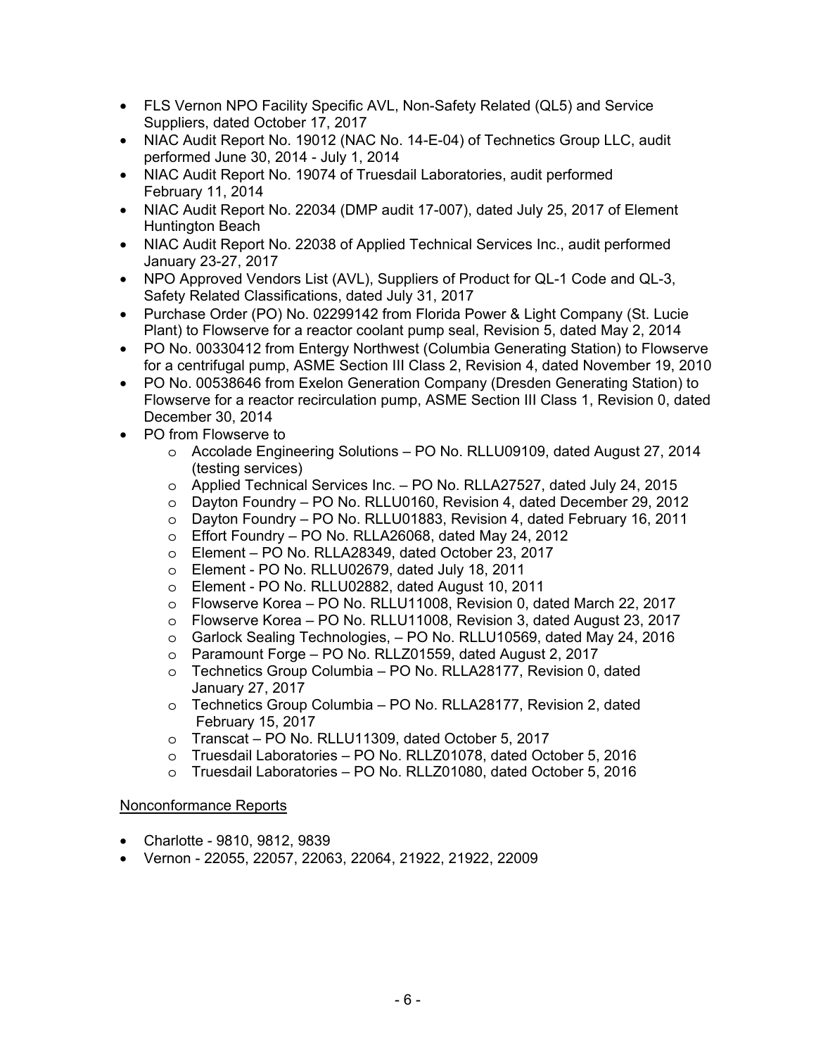- FLS Vernon NPO Facility Specific AVL, Non-Safety Related (QL5) and Service Suppliers, dated October 17, 2017
- NIAC Audit Report No. 19012 (NAC No. 14-E-04) of Technetics Group LLC, audit performed June 30, 2014 - July 1, 2014
- NIAC Audit Report No. 19074 of Truesdail Laboratories, audit performed February 11, 2014
- NIAC Audit Report No. 22034 (DMP audit 17-007), dated July 25, 2017 of Element Huntington Beach
- NIAC Audit Report No. 22038 of Applied Technical Services Inc., audit performed January 23-27, 2017
- NPO Approved Vendors List (AVL), Suppliers of Product for QL-1 Code and QL-3, Safety Related Classifications, dated July 31, 2017
- Purchase Order (PO) No. 02299142 from Florida Power & Light Company (St. Lucie Plant) to Flowserve for a reactor coolant pump seal, Revision 5, dated May 2, 2014
- PO No. 00330412 from Entergy Northwest (Columbia Generating Station) to Flowserve for a centrifugal pump, ASME Section III Class 2, Revision 4, dated November 19, 2010
- PO No. 00538646 from Exelon Generation Company (Dresden Generating Station) to Flowserve for a reactor recirculation pump, ASME Section III Class 1, Revision 0, dated December 30, 2014
- PO from Flowserve to
  - Accolade Engineering Solutions – PO No. RLLU09109, dated August 27, 2014 (testing services)
  - Applied Technical Services Inc. – PO No. RLLA27527, dated July 24, 2015
  - Dayton Foundry – PO No. RLLU0160, Revision 4, dated December 29, 2012
  - Dayton Foundry – PO No. RLLU01883, Revision 4, dated February 16, 2011
  - Effort Foundry – PO No. RLLA26068, dated May 24, 2012
  - Element – PO No. RLLA28349, dated October 23, 2017
  - Element - PO No. RLLU02679, dated July 18, 2011
  - Element - PO No. RLLU02882, dated August 10, 2011
  - Flowserve Korea – PO No. RLLU11008, Revision 0, dated March 22, 2017
  - Flowserve Korea – PO No. RLLU11008, Revision 3, dated August 23, 2017
  - Garlock Sealing Technologies, – PO No. RLLU10569, dated May 24, 2016
  - Paramount Forge – PO No. RLLZ01559, dated August 2, 2017
  - Technetics Group Columbia – PO No. RLLA28177, Revision 0, dated January 27, 2017
  - Technetics Group Columbia – PO No. RLLA28177, Revision 2, dated February 15, 2017
  - Transcat – PO No. RLLU11309, dated October 5, 2017
  - Truesdail Laboratories – PO No. RLLZ01078, dated October 5, 2016
  - Truesdail Laboratories – PO No. RLLZ01080, dated October 5, 2016

Nonconformance Reports

- Charlotte - 9810, 9812, 9839
- Vernon - 22055, 22057, 22063, 22064, 21922, 21922, 22009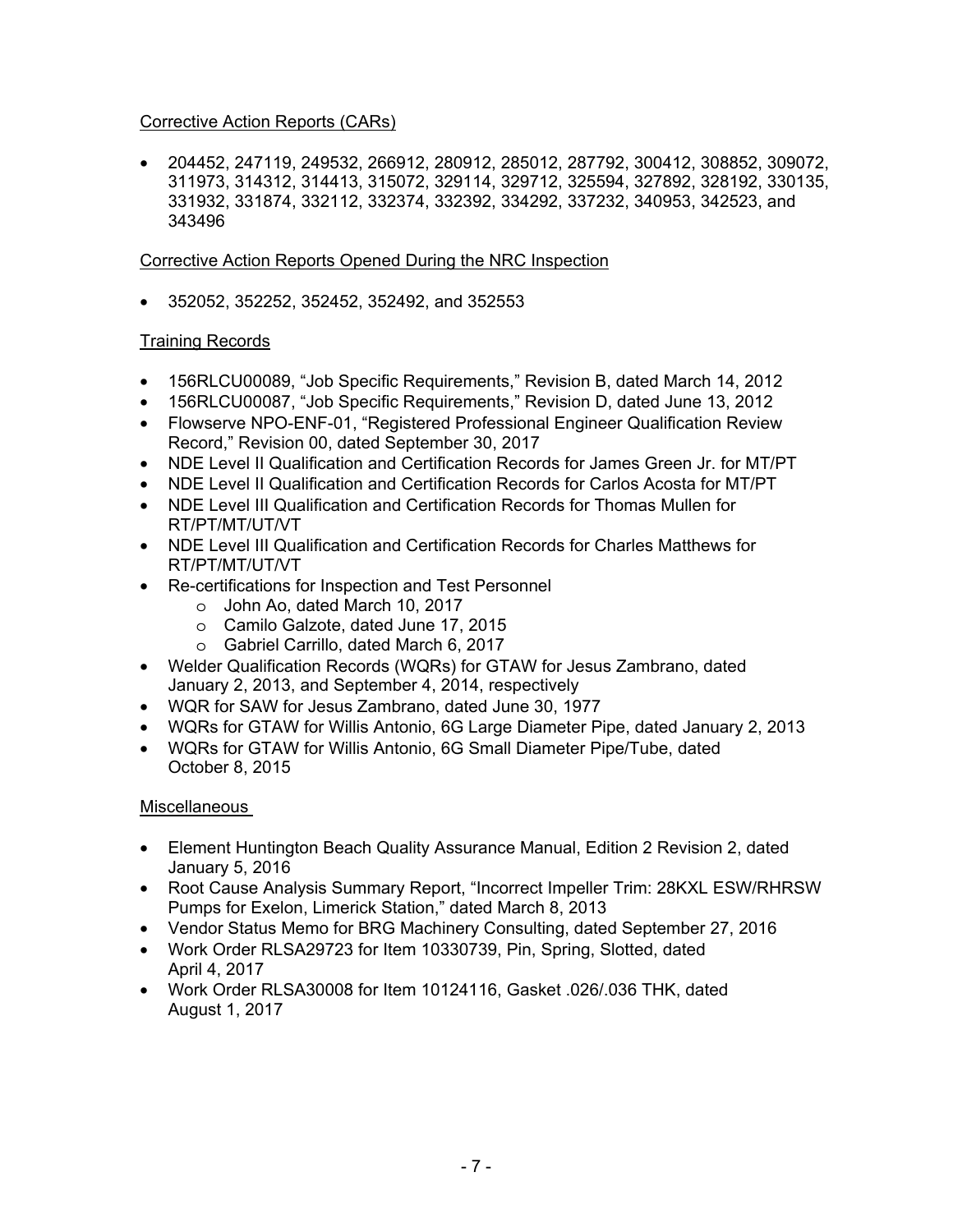Corrective Action Reports (CARs)

- 204452, 247119, 249532, 266912, 280912, 285012, 287792, 300412, 308852, 309072, 311973, 314312, 314413, 315072, 329114, 329712, 325594, 327892, 328192, 330135, 331932, 331874, 332112, 332374, 332392, 334292, 337232, 340953, 342523, and 343496

Corrective Action Reports Opened During the NRC Inspection

- 352052, 352252, 352452, 352492, and 352553

Training Records

- 156RLCU00089, "Job Specific Requirements," Revision B, dated March 14, 2012
- 156RLCU00087, "Job Specific Requirements," Revision D, dated June 13, 2012
- Flowserve NPO-ENF-01, "Registered Professional Engineer Qualification Review Record," Revision 00, dated September 30, 2017
- NDE Level II Qualification and Certification Records for James Green Jr. for MT/PT
- NDE Level II Qualification and Certification Records for Carlos Acosta for MT/PT
- NDE Level III Qualification and Certification Records for Thomas Mullen for RT/PT/MT/UT/VT
- NDE Level III Qualification and Certification Records for Charles Matthews for RT/PT/MT/UT/VT
- Re-certifications for Inspection and Test Personnel
    - John Ao, dated March 10, 2017
    - Camilo Galzote, dated June 17, 2015
    - Gabriel Carrillo, dated March 6, 2017
- Welder Qualification Records (WQRs) for GTAW for Jesus Zambrano, dated January 2, 2013, and September 4, 2014, respectively
- WQR for SAW for Jesus Zambrano, dated June 30, 1977
- WQRs for GTAW for Willis Antonio, 6G Large Diameter Pipe, dated January 2, 2013
- WQRs for GTAW for Willis Antonio, 6G Small Diameter Pipe/Tube, dated October 8, 2015

Miscellaneous

- Element Huntington Beach Quality Assurance Manual, Edition 2 Revision 2, dated January 5, 2016
- Root Cause Analysis Summary Report, "Incorrect Impeller Trim: 28KXL ESW/RHRSW Pumps for Exelon, Limerick Station," dated March 8, 2013
- Vendor Status Memo for BRG Machinery Consulting, dated September 27, 2016
- Work Order RLSA29723 for Item 10330739, Pin, Spring, Slotted, dated April 4, 2017
- Work Order RLSA30008 for Item 10124116, Gasket .026/.036 THK, dated August 1, 2017